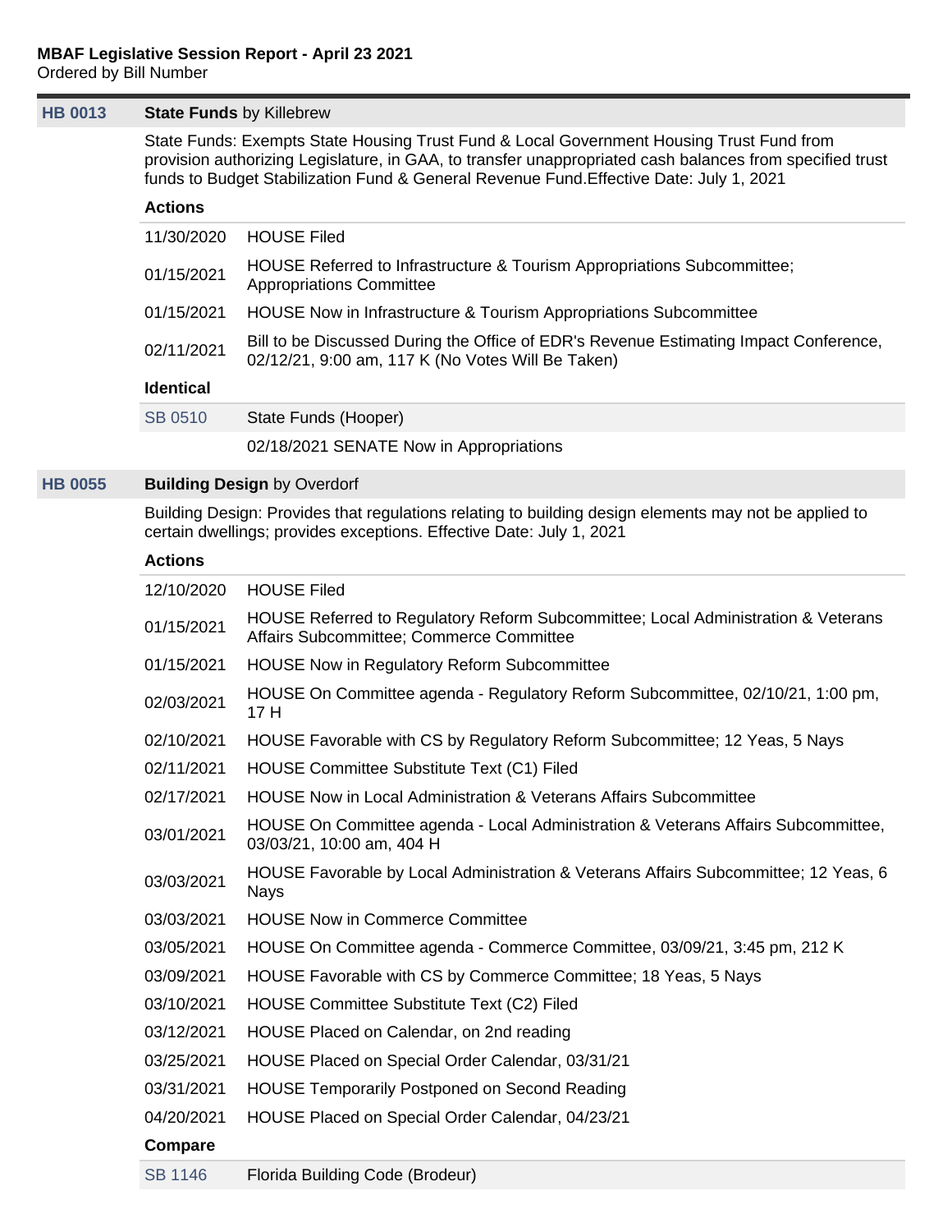# MBAF Legislative Session Report - April 23 2021

Ordered by Bill Number

## HB 0013 — **State Funds** by Killebrew

State Funds: Exempts State Housing Trust Fund & Local Government Housing Trust Fund from provision authorizing Legislature, in GAA, to transfer unappropriated cash balances from specified trust funds to Budget Stabilization Fund & General Revenue Fund.Effective Date: July 1, 2021

**Actions**

| Date | Action |
|---|---|
| 11/30/2020 | HOUSE Filed |
| 01/15/2021 | HOUSE Referred to Infrastructure & Tourism Appropriations Subcommittee; Appropriations Committee |
| 01/15/2021 | HOUSE Now in Infrastructure & Tourism Appropriations Subcommittee |
| 02/11/2021 | Bill to be Discussed During the Office of EDR's Revenue Estimating Impact Conference, 02/12/21, 9:00 am, 117 K (No Votes Will Be Taken) |

**Identical**

| Bill | Description |
|---|---|
| SB 0510 | State Funds (Hooper) |
| | 02/18/2021 SENATE Now in Appropriations |

## HB 0055 — **Building Design** by Overdorf

Building Design: Provides that regulations relating to building design elements may not be applied to certain dwellings; provides exceptions. Effective Date: July 1, 2021

**Actions**

| Date | Action |
|---|---|
| 12/10/2020 | HOUSE Filed |
| 01/15/2021 | HOUSE Referred to Regulatory Reform Subcommittee; Local Administration & Veterans Affairs Subcommittee; Commerce Committee |
| 01/15/2021 | HOUSE Now in Regulatory Reform Subcommittee |
| 02/03/2021 | HOUSE On Committee agenda - Regulatory Reform Subcommittee, 02/10/21, 1:00 pm, 17 H |
| 02/10/2021 | HOUSE Favorable with CS by Regulatory Reform Subcommittee; 12 Yeas, 5 Nays |
| 02/11/2021 | HOUSE Committee Substitute Text (C1) Filed |
| 02/17/2021 | HOUSE Now in Local Administration & Veterans Affairs Subcommittee |
| 03/01/2021 | HOUSE On Committee agenda - Local Administration & Veterans Affairs Subcommittee, 03/03/21, 10:00 am, 404 H |
| 03/03/2021 | HOUSE Favorable by Local Administration & Veterans Affairs Subcommittee; 12 Yeas, 6 Nays |
| 03/03/2021 | HOUSE Now in Commerce Committee |
| 03/05/2021 | HOUSE On Committee agenda - Commerce Committee, 03/09/21, 3:45 pm, 212 K |
| 03/09/2021 | HOUSE Favorable with CS by Commerce Committee; 18 Yeas, 5 Nays |
| 03/10/2021 | HOUSE Committee Substitute Text (C2) Filed |
| 03/12/2021 | HOUSE Placed on Calendar, on 2nd reading |
| 03/25/2021 | HOUSE Placed on Special Order Calendar, 03/31/21 |
| 03/31/2021 | HOUSE Temporarily Postponed on Second Reading |
| 04/20/2021 | HOUSE Placed on Special Order Calendar, 04/23/21 |

**Compare**

| Bill | Description |
|---|---|
| SB 1146 | Florida Building Code (Brodeur) |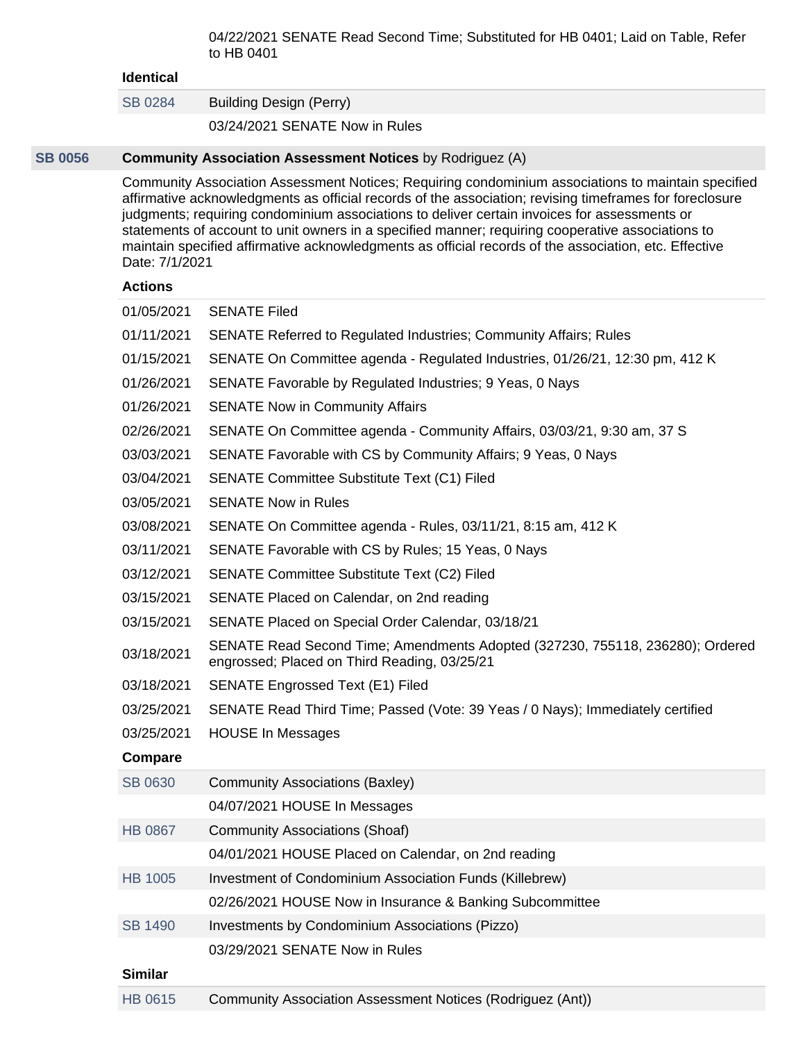04/22/2021 SENATE Read Second Time; Substituted for HB 0401; Laid on Table, Refer to HB 0401

**Identical**

| | |
|---|---|
| SB 0284 | Building Design (Perry) |
| | 03/24/2021 SENATE Now in Rules |

## SB 0056 **Community Association Assessment Notices** by Rodriguez (A)

Community Association Assessment Notices; Requiring condominium associations to maintain specified affirmative acknowledgments as official records of the association; revising timeframes for foreclosure judgments; requiring condominium associations to deliver certain invoices for assessments or statements of account to unit owners in a specified manner; requiring cooperative associations to maintain specified affirmative acknowledgments as official records of the association, etc. Effective Date: 7/1/2021

**Actions**

| | |
|---|---|
| 01/05/2021 | SENATE Filed |
| 01/11/2021 | SENATE Referred to Regulated Industries; Community Affairs; Rules |
| 01/15/2021 | SENATE On Committee agenda - Regulated Industries, 01/26/21, 12:30 pm, 412 K |
| 01/26/2021 | SENATE Favorable by Regulated Industries; 9 Yeas, 0 Nays |
| 01/26/2021 | SENATE Now in Community Affairs |
| 02/26/2021 | SENATE On Committee agenda - Community Affairs, 03/03/21, 9:30 am, 37 S |
| 03/03/2021 | SENATE Favorable with CS by Community Affairs; 9 Yeas, 0 Nays |
| 03/04/2021 | SENATE Committee Substitute Text (C1) Filed |
| 03/05/2021 | SENATE Now in Rules |
| 03/08/2021 | SENATE On Committee agenda - Rules, 03/11/21, 8:15 am, 412 K |
| 03/11/2021 | SENATE Favorable with CS by Rules; 15 Yeas, 0 Nays |
| 03/12/2021 | SENATE Committee Substitute Text (C2) Filed |
| 03/15/2021 | SENATE Placed on Calendar, on 2nd reading |
| 03/15/2021 | SENATE Placed on Special Order Calendar, 03/18/21 |
| 03/18/2021 | SENATE Read Second Time; Amendments Adopted (327230, 755118, 236280); Ordered engrossed; Placed on Third Reading, 03/25/21 |
| 03/18/2021 | SENATE Engrossed Text (E1) Filed |
| 03/25/2021 | SENATE Read Third Time; Passed (Vote: 39 Yeas / 0 Nays); Immediately certified |
| 03/25/2021 | HOUSE In Messages |

**Compare**

| | |
|---|---|
| SB 0630 | Community Associations (Baxley) |
| | 04/07/2021 HOUSE In Messages |
| HB 0867 | Community Associations (Shoaf) |
| | 04/01/2021 HOUSE Placed on Calendar, on 2nd reading |
| HB 1005 | Investment of Condominium Association Funds (Killebrew) |
| | 02/26/2021 HOUSE Now in Insurance & Banking Subcommittee |
| SB 1490 | Investments by Condominium Associations (Pizzo) |
| | 03/29/2021 SENATE Now in Rules |

**Similar**

| | |
|---|---|
| HB 0615 | Community Association Assessment Notices (Rodriguez (Ant)) |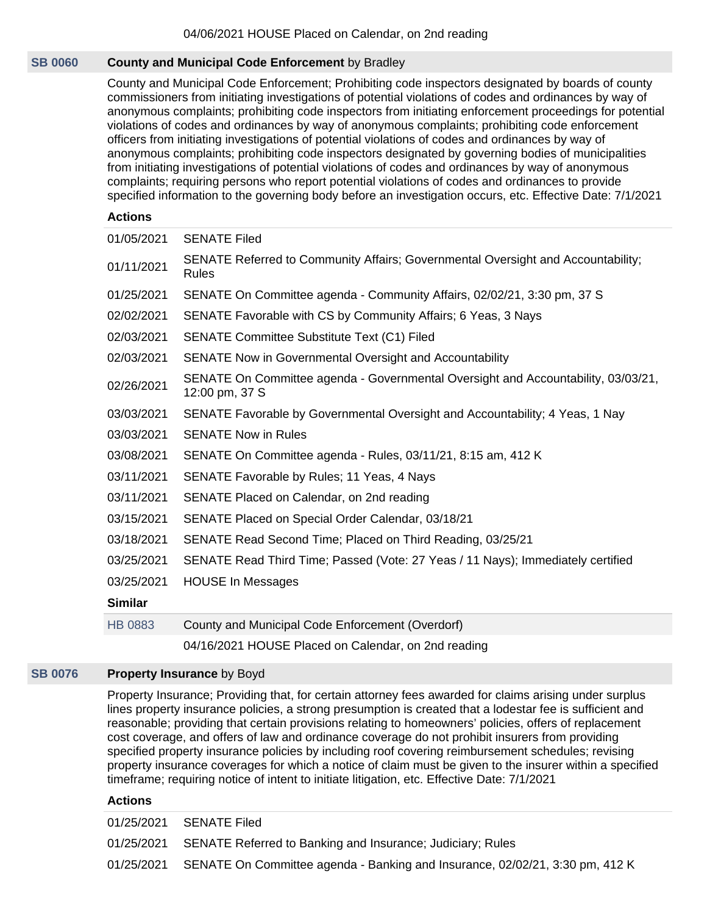04/06/2021 HOUSE Placed on Calendar, on 2nd reading

## SB 0060 — County and Municipal Code Enforcement by Bradley

County and Municipal Code Enforcement; Prohibiting code inspectors designated by boards of county commissioners from initiating investigations of potential violations of codes and ordinances by way of anonymous complaints; prohibiting code inspectors from initiating enforcement proceedings for potential violations of codes and ordinances by way of anonymous complaints; prohibiting code enforcement officers from initiating investigations of potential violations of codes and ordinances by way of anonymous complaints; prohibiting code inspectors designated by governing bodies of municipalities from initiating investigations of potential violations of codes and ordinances by way of anonymous complaints; requiring persons who report potential violations of codes and ordinances to provide specified information to the governing body before an investigation occurs, etc. Effective Date: 7/1/2021

**Actions**

| | |
|---|---|
| 01/05/2021 | SENATE Filed |
| 01/11/2021 | SENATE Referred to Community Affairs; Governmental Oversight and Accountability; Rules |
| 01/25/2021 | SENATE On Committee agenda - Community Affairs, 02/02/21, 3:30 pm, 37 S |
| 02/02/2021 | SENATE Favorable with CS by Community Affairs; 6 Yeas, 3 Nays |
| 02/03/2021 | SENATE Committee Substitute Text (C1) Filed |
| 02/03/2021 | SENATE Now in Governmental Oversight and Accountability |
| 02/26/2021 | SENATE On Committee agenda - Governmental Oversight and Accountability, 03/03/21, 12:00 pm, 37 S |
| 03/03/2021 | SENATE Favorable by Governmental Oversight and Accountability; 4 Yeas, 1 Nay |
| 03/03/2021 | SENATE Now in Rules |
| 03/08/2021 | SENATE On Committee agenda - Rules, 03/11/21, 8:15 am, 412 K |
| 03/11/2021 | SENATE Favorable by Rules; 11 Yeas, 4 Nays |
| 03/11/2021 | SENATE Placed on Calendar, on 2nd reading |
| 03/15/2021 | SENATE Placed on Special Order Calendar, 03/18/21 |
| 03/18/2021 | SENATE Read Second Time; Placed on Third Reading, 03/25/21 |
| 03/25/2021 | SENATE Read Third Time; Passed (Vote: 27 Yeas / 11 Nays); Immediately certified |
| 03/25/2021 | HOUSE In Messages |

**Similar**

| | |
|---|---|
| HB 0883 | County and Municipal Code Enforcement (Overdorf) |
| | 04/16/2021 HOUSE Placed on Calendar, on 2nd reading |

## SB 0076 — Property Insurance by Boyd

Property Insurance; Providing that, for certain attorney fees awarded for claims arising under surplus lines property insurance policies, a strong presumption is created that a lodestar fee is sufficient and reasonable; providing that certain provisions relating to homeowners' policies, offers of replacement cost coverage, and offers of law and ordinance coverage do not prohibit insurers from providing specified property insurance policies by including roof covering reimbursement schedules; revising property insurance coverages for which a notice of claim must be given to the insurer within a specified timeframe; requiring notice of intent to initiate litigation, etc. Effective Date: 7/1/2021

**Actions**

| | |
|---|---|
| 01/25/2021 | SENATE Filed |
| 01/25/2021 | SENATE Referred to Banking and Insurance; Judiciary; Rules |
| 01/25/2021 | SENATE On Committee agenda - Banking and Insurance, 02/02/21, 3:30 pm, 412 K |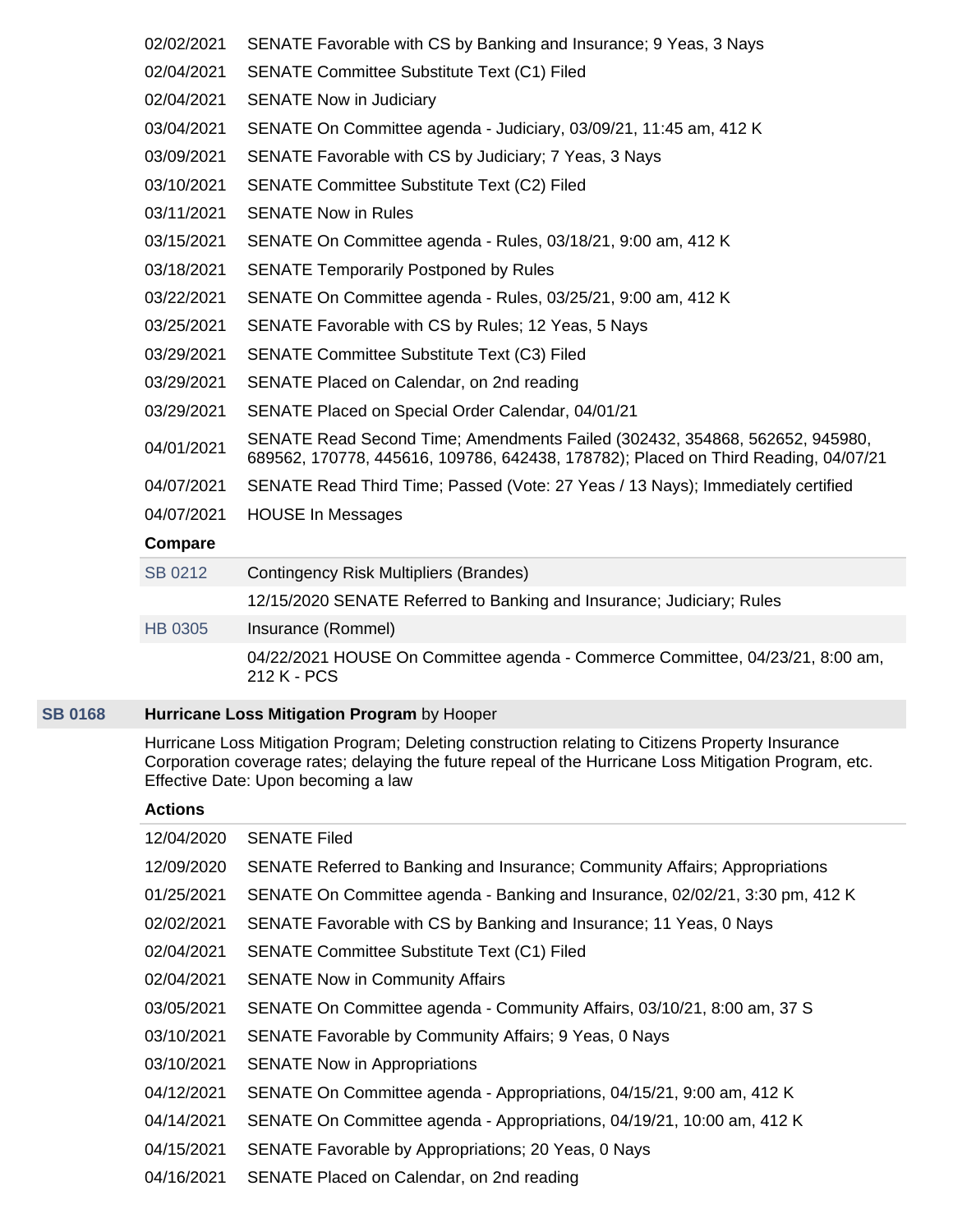| | |
|---|---|
| 02/02/2021 | SENATE Favorable with CS by Banking and Insurance; 9 Yeas, 3 Nays |
| 02/04/2021 | SENATE Committee Substitute Text (C1) Filed |
| 02/04/2021 | SENATE Now in Judiciary |
| 03/04/2021 | SENATE On Committee agenda - Judiciary, 03/09/21, 11:45 am, 412 K |
| 03/09/2021 | SENATE Favorable with CS by Judiciary; 7 Yeas, 3 Nays |
| 03/10/2021 | SENATE Committee Substitute Text (C2) Filed |
| 03/11/2021 | SENATE Now in Rules |
| 03/15/2021 | SENATE On Committee agenda - Rules, 03/18/21, 9:00 am, 412 K |
| 03/18/2021 | SENATE Temporarily Postponed by Rules |
| 03/22/2021 | SENATE On Committee agenda - Rules, 03/25/21, 9:00 am, 412 K |
| 03/25/2021 | SENATE Favorable with CS by Rules; 12 Yeas, 5 Nays |
| 03/29/2021 | SENATE Committee Substitute Text (C3) Filed |
| 03/29/2021 | SENATE Placed on Calendar, on 2nd reading |
| 03/29/2021 | SENATE Placed on Special Order Calendar, 04/01/21 |
| 04/01/2021 | SENATE Read Second Time; Amendments Failed (302432, 354868, 562652, 945980, 689562, 170778, 445616, 109786, 642438, 178782); Placed on Third Reading, 04/07/21 |
| 04/07/2021 | SENATE Read Third Time; Passed (Vote: 27 Yeas / 13 Nays); Immediately certified |
| 04/07/2021 | HOUSE In Messages |

**Compare**

| | |
|---|---|
| SB 0212 | Contingency Risk Multipliers (Brandes) |
| | 12/15/2020 SENATE Referred to Banking and Insurance; Judiciary; Rules |
| HB 0305 | Insurance (Rommel) |
| | 04/22/2021 HOUSE On Committee agenda - Commerce Committee, 04/23/21, 8:00 am, 212 K - PCS |

**SB 0168** **Hurricane Loss Mitigation Program** by Hooper

Hurricane Loss Mitigation Program; Deleting construction relating to Citizens Property Insurance Corporation coverage rates; delaying the future repeal of the Hurricane Loss Mitigation Program, etc. Effective Date: Upon becoming a law

**Actions**

| | |
|---|---|
| 12/04/2020 | SENATE Filed |
| 12/09/2020 | SENATE Referred to Banking and Insurance; Community Affairs; Appropriations |
| 01/25/2021 | SENATE On Committee agenda - Banking and Insurance, 02/02/21, 3:30 pm, 412 K |
| 02/02/2021 | SENATE Favorable with CS by Banking and Insurance; 11 Yeas, 0 Nays |
| 02/04/2021 | SENATE Committee Substitute Text (C1) Filed |
| 02/04/2021 | SENATE Now in Community Affairs |
| 03/05/2021 | SENATE On Committee agenda - Community Affairs, 03/10/21, 8:00 am, 37 S |
| 03/10/2021 | SENATE Favorable by Community Affairs; 9 Yeas, 0 Nays |
| 03/10/2021 | SENATE Now in Appropriations |
| 04/12/2021 | SENATE On Committee agenda - Appropriations, 04/15/21, 9:00 am, 412 K |
| 04/14/2021 | SENATE On Committee agenda - Appropriations, 04/19/21, 10:00 am, 412 K |
| 04/15/2021 | SENATE Favorable by Appropriations; 20 Yeas, 0 Nays |
| 04/16/2021 | SENATE Placed on Calendar, on 2nd reading |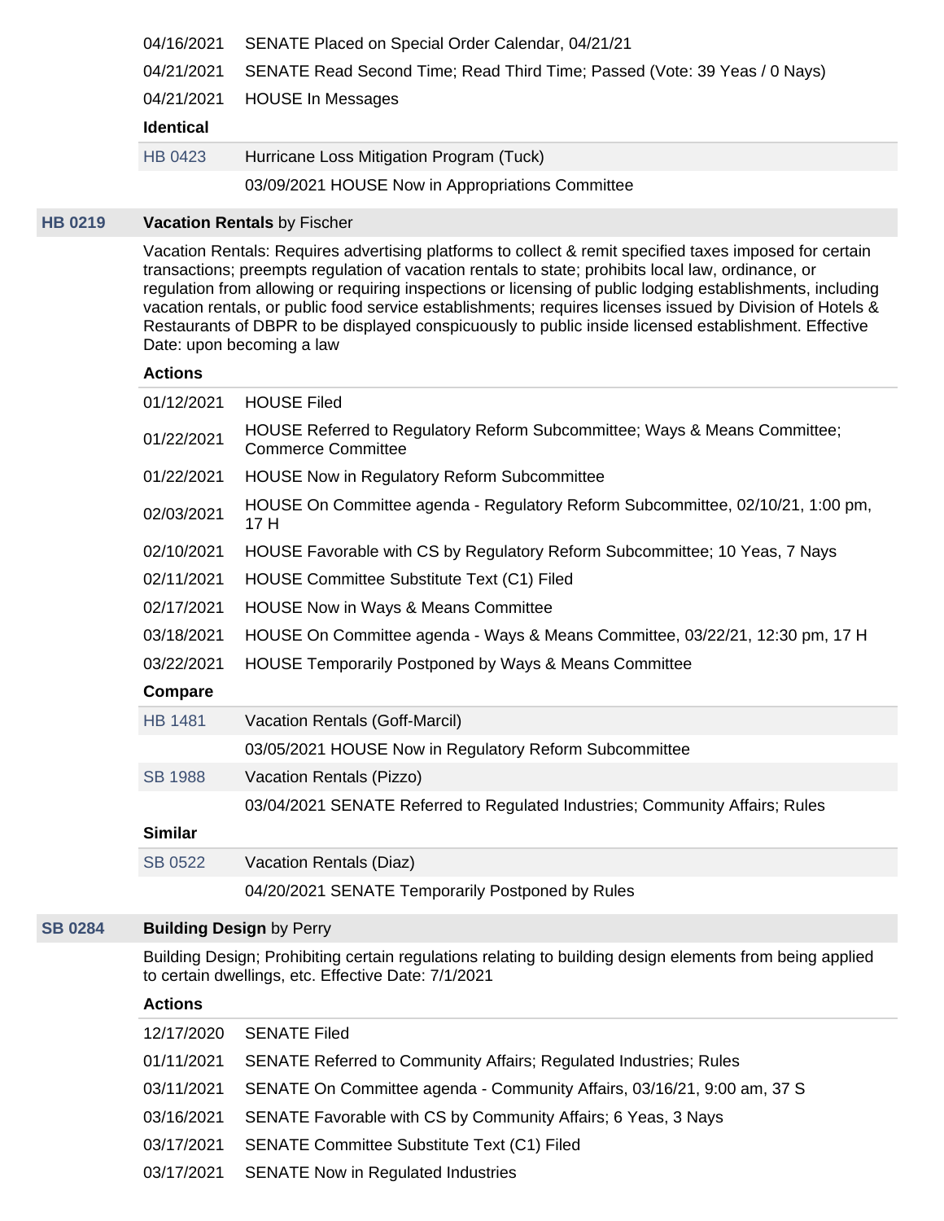| | |
|---|---|
| 04/16/2021 | SENATE Placed on Special Order Calendar, 04/21/21 |
| 04/21/2021 | SENATE Read Second Time; Read Third Time; Passed (Vote: 39 Yeas / 0 Nays) |
| 04/21/2021 | HOUSE In Messages |

**Identical**

| | |
|---|---|
| HB 0423 | Hurricane Loss Mitigation Program (Tuck) |
| | 03/09/2021 HOUSE Now in Appropriations Committee |

## HB 0219 **Vacation Rentals** by Fischer

Vacation Rentals: Requires advertising platforms to collect & remit specified taxes imposed for certain transactions; preempts regulation of vacation rentals to state; prohibits local law, ordinance, or regulation from allowing or requiring inspections or licensing of public lodging establishments, including vacation rentals, or public food service establishments; requires licenses issued by Division of Hotels & Restaurants of DBPR to be displayed conspicuously to public inside licensed establishment. Effective Date: upon becoming a law

**Actions**

| | |
|---|---|
| 01/12/2021 | HOUSE Filed |
| 01/22/2021 | HOUSE Referred to Regulatory Reform Subcommittee; Ways & Means Committee; Commerce Committee |
| 01/22/2021 | HOUSE Now in Regulatory Reform Subcommittee |
| 02/03/2021 | HOUSE On Committee agenda - Regulatory Reform Subcommittee, 02/10/21, 1:00 pm, 17 H |
| 02/10/2021 | HOUSE Favorable with CS by Regulatory Reform Subcommittee; 10 Yeas, 7 Nays |
| 02/11/2021 | HOUSE Committee Substitute Text (C1) Filed |
| 02/17/2021 | HOUSE Now in Ways & Means Committee |
| 03/18/2021 | HOUSE On Committee agenda - Ways & Means Committee, 03/22/21, 12:30 pm, 17 H |
| 03/22/2021 | HOUSE Temporarily Postponed by Ways & Means Committee |

**Compare**

| | |
|---|---|
| HB 1481 | Vacation Rentals (Goff-Marcil) |
| | 03/05/2021 HOUSE Now in Regulatory Reform Subcommittee |
| SB 1988 | Vacation Rentals (Pizzo) |
| | 03/04/2021 SENATE Referred to Regulated Industries; Community Affairs; Rules |

**Similar**

| | |
|---|---|
| SB 0522 | Vacation Rentals (Diaz) |
| | 04/20/2021 SENATE Temporarily Postponed by Rules |

## SB 0284 **Building Design** by Perry

Building Design; Prohibiting certain regulations relating to building design elements from being applied to certain dwellings, etc. Effective Date: 7/1/2021

**Actions**

| | |
|---|---|
| 12/17/2020 | SENATE Filed |
| 01/11/2021 | SENATE Referred to Community Affairs; Regulated Industries; Rules |
| 03/11/2021 | SENATE On Committee agenda - Community Affairs, 03/16/21, 9:00 am, 37 S |
| 03/16/2021 | SENATE Favorable with CS by Community Affairs; 6 Yeas, 3 Nays |
| 03/17/2021 | SENATE Committee Substitute Text (C1) Filed |
| 03/17/2021 | SENATE Now in Regulated Industries |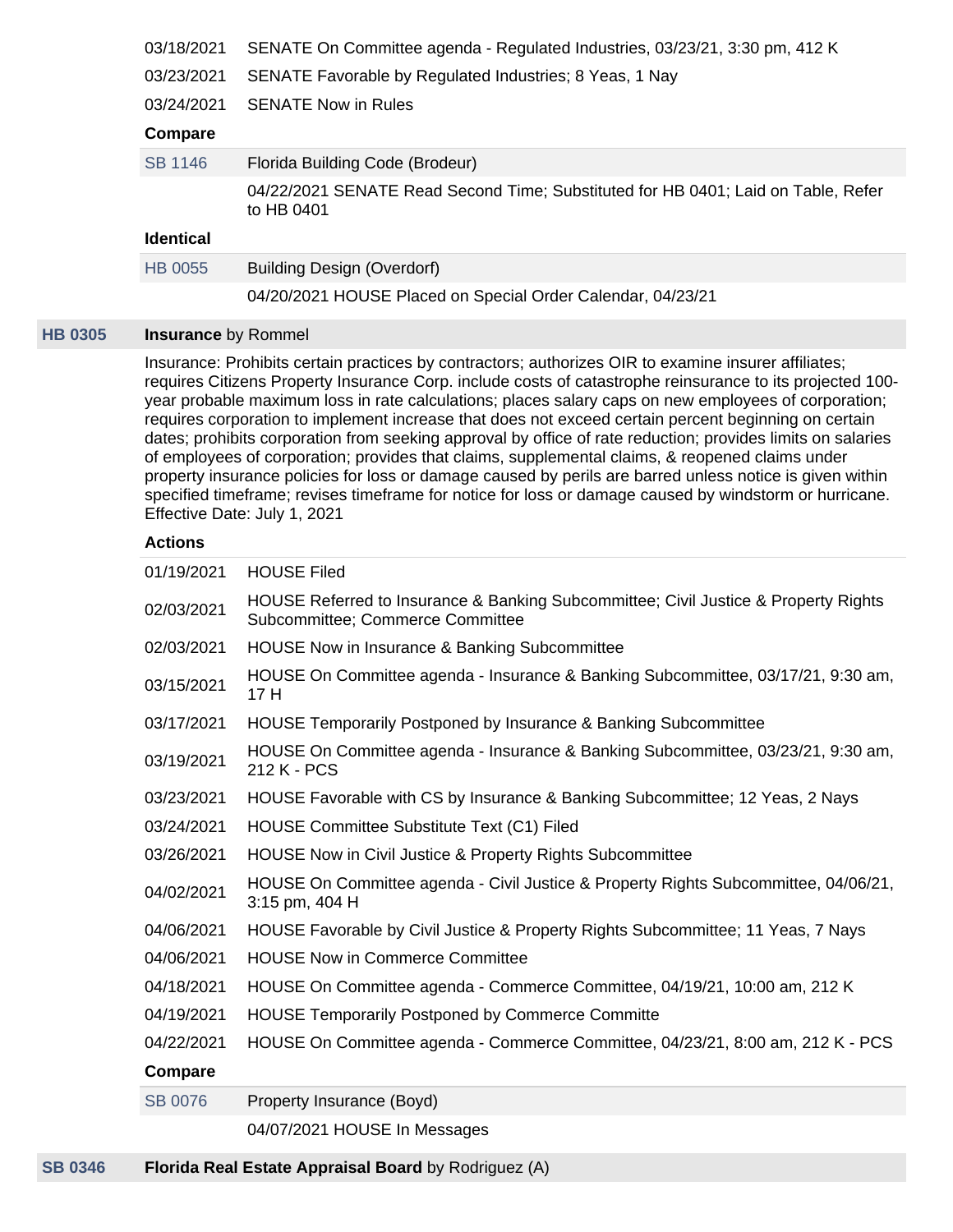| | |
|---|---|
| 03/18/2021 | SENATE On Committee agenda - Regulated Industries, 03/23/21, 3:30 pm, 412 K |
| 03/23/2021 | SENATE Favorable by Regulated Industries; 8 Yeas, 1 Nay |
| 03/24/2021 | SENATE Now in Rules |

**Compare**

| | |
|---|---|
| SB 1146 | Florida Building Code (Brodeur) |
| | 04/22/2021 SENATE Read Second Time; Substituted for HB 0401; Laid on Table, Refer to HB 0401 |

**Identical**

| | |
|---|---|
| HB 0055 | Building Design (Overdorf) |
| | 04/20/2021 HOUSE Placed on Special Order Calendar, 04/23/21 |

## HB 0305 **Insurance** by Rommel

Insurance: Prohibits certain practices by contractors; authorizes OIR to examine insurer affiliates; requires Citizens Property Insurance Corp. include costs of catastrophe reinsurance to its projected 100-year probable maximum loss in rate calculations; places salary caps on new employees of corporation; requires corporation to implement increase that does not exceed certain percent beginning on certain dates; prohibits corporation from seeking approval by office of rate reduction; provides limits on salaries of employees of corporation; provides that claims, supplemental claims, & reopened claims under property insurance policies for loss or damage caused by perils are barred unless notice is given within specified timeframe; revises timeframe for notice for loss or damage caused by windstorm or hurricane. Effective Date: July 1, 2021

**Actions**

| | |
|---|---|
| 01/19/2021 | HOUSE Filed |
| 02/03/2021 | HOUSE Referred to Insurance & Banking Subcommittee; Civil Justice & Property Rights Subcommittee; Commerce Committee |
| 02/03/2021 | HOUSE Now in Insurance & Banking Subcommittee |
| 03/15/2021 | HOUSE On Committee agenda - Insurance & Banking Subcommittee, 03/17/21, 9:30 am, 17 H |
| 03/17/2021 | HOUSE Temporarily Postponed by Insurance & Banking Subcommittee |
| 03/19/2021 | HOUSE On Committee agenda - Insurance & Banking Subcommittee, 03/23/21, 9:30 am, 212 K - PCS |
| 03/23/2021 | HOUSE Favorable with CS by Insurance & Banking Subcommittee; 12 Yeas, 2 Nays |
| 03/24/2021 | HOUSE Committee Substitute Text (C1) Filed |
| 03/26/2021 | HOUSE Now in Civil Justice & Property Rights Subcommittee |
| 04/02/2021 | HOUSE On Committee agenda - Civil Justice & Property Rights Subcommittee, 04/06/21, 3:15 pm, 404 H |
| 04/06/2021 | HOUSE Favorable by Civil Justice & Property Rights Subcommittee; 11 Yeas, 7 Nays |
| 04/06/2021 | HOUSE Now in Commerce Committee |
| 04/18/2021 | HOUSE On Committee agenda - Commerce Committee, 04/19/21, 10:00 am, 212 K |
| 04/19/2021 | HOUSE Temporarily Postponed by Commerce Committe |
| 04/22/2021 | HOUSE On Committee agenda - Commerce Committee, 04/23/21, 8:00 am, 212 K - PCS |

**Compare**

| | |
|---|---|
| SB 0076 | Property Insurance (Boyd) |
| | 04/07/2021 HOUSE In Messages |

## SB 0346 **Florida Real Estate Appraisal Board** by Rodriguez (A)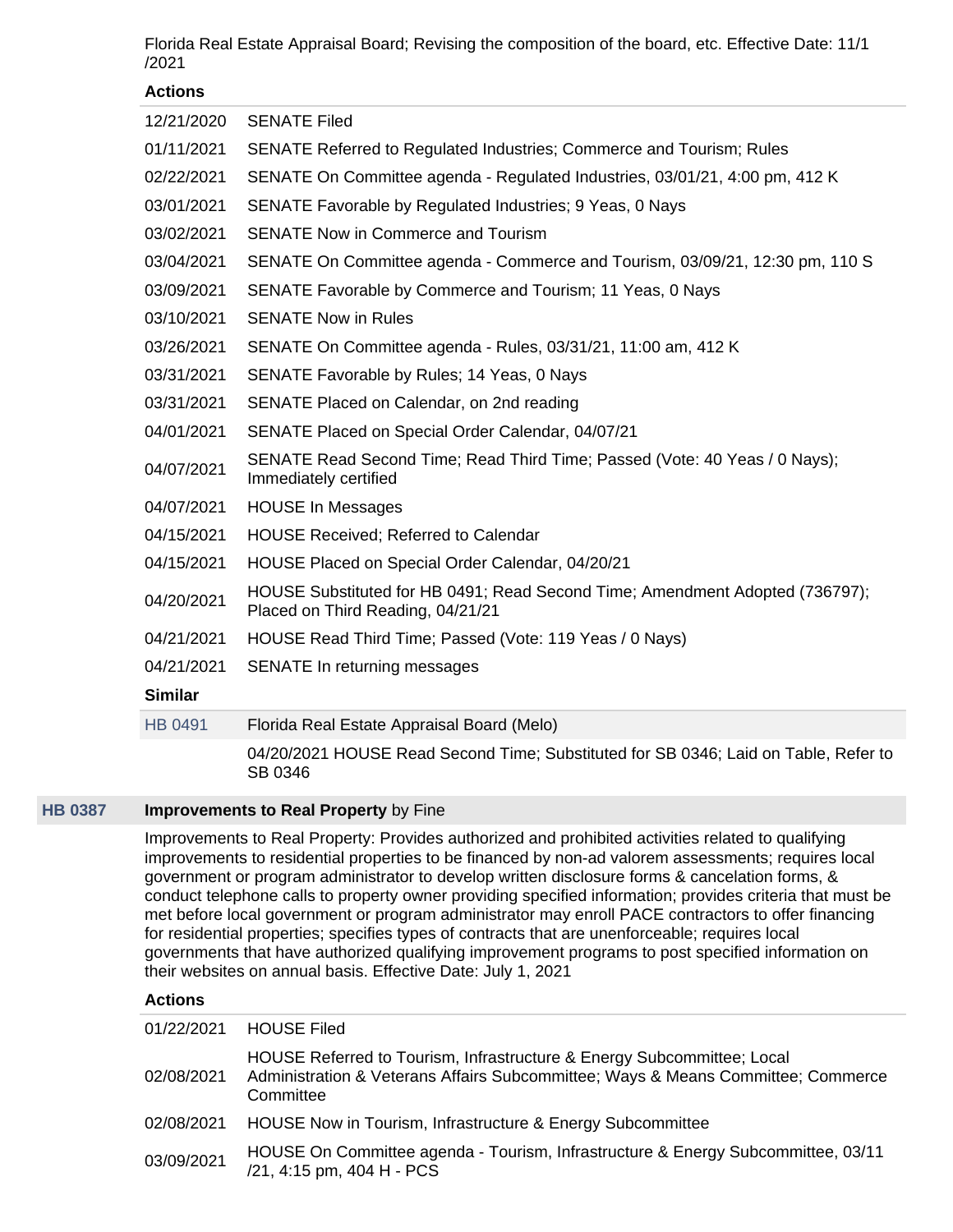Florida Real Estate Appraisal Board; Revising the composition of the board, etc. Effective Date: 11/1/2021

**Actions**

| | |
|---|---|
| 12/21/2020 | SENATE Filed |
| 01/11/2021 | SENATE Referred to Regulated Industries; Commerce and Tourism; Rules |
| 02/22/2021 | SENATE On Committee agenda - Regulated Industries, 03/01/21, 4:00 pm, 412 K |
| 03/01/2021 | SENATE Favorable by Regulated Industries; 9 Yeas, 0 Nays |
| 03/02/2021 | SENATE Now in Commerce and Tourism |
| 03/04/2021 | SENATE On Committee agenda - Commerce and Tourism, 03/09/21, 12:30 pm, 110 S |
| 03/09/2021 | SENATE Favorable by Commerce and Tourism; 11 Yeas, 0 Nays |
| 03/10/2021 | SENATE Now in Rules |
| 03/26/2021 | SENATE On Committee agenda - Rules, 03/31/21, 11:00 am, 412 K |
| 03/31/2021 | SENATE Favorable by Rules; 14 Yeas, 0 Nays |
| 03/31/2021 | SENATE Placed on Calendar, on 2nd reading |
| 04/01/2021 | SENATE Placed on Special Order Calendar, 04/07/21 |
| 04/07/2021 | SENATE Read Second Time; Read Third Time; Passed (Vote: 40 Yeas / 0 Nays); Immediately certified |
| 04/07/2021 | HOUSE In Messages |
| 04/15/2021 | HOUSE Received; Referred to Calendar |
| 04/15/2021 | HOUSE Placed on Special Order Calendar, 04/20/21 |
| 04/20/2021 | HOUSE Substituted for HB 0491; Read Second Time; Amendment Adopted (736797); Placed on Third Reading, 04/21/21 |
| 04/21/2021 | HOUSE Read Third Time; Passed (Vote: 119 Yeas / 0 Nays) |
| 04/21/2021 | SENATE In returning messages |

**Similar**

| | |
|---|---|
| HB 0491 | Florida Real Estate Appraisal Board (Melo) |
| | 04/20/2021 HOUSE Read Second Time; Substituted for SB 0346; Laid on Table, Refer to SB 0346 |

**HB 0387** **Improvements to Real Property** by Fine

Improvements to Real Property: Provides authorized and prohibited activities related to qualifying improvements to residential properties to be financed by non-ad valorem assessments; requires local government or program administrator to develop written disclosure forms & cancelation forms, & conduct telephone calls to property owner providing specified information; provides criteria that must be met before local government or program administrator may enroll PACE contractors to offer financing for residential properties; specifies types of contracts that are unenforceable; requires local governments that have authorized qualifying improvement programs to post specified information on their websites on annual basis. Effective Date: July 1, 2021

**Actions**

| | |
|---|---|
| 01/22/2021 | HOUSE Filed |
| 02/08/2021 | HOUSE Referred to Tourism, Infrastructure & Energy Subcommittee; Local Administration & Veterans Affairs Subcommittee; Ways & Means Committee; Commerce Committee |
| 02/08/2021 | HOUSE Now in Tourism, Infrastructure & Energy Subcommittee |
| 03/09/2021 | HOUSE On Committee agenda - Tourism, Infrastructure & Energy Subcommittee, 03/11/21, 4:15 pm, 404 H - PCS |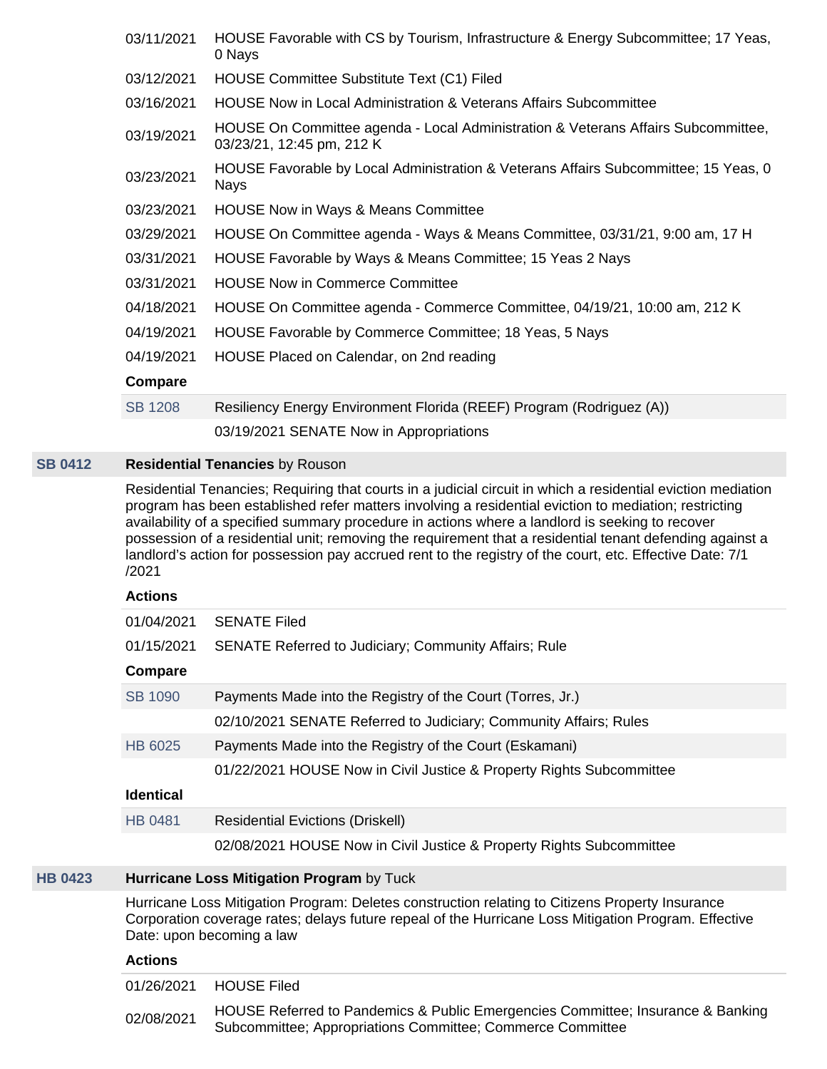| | |
|---|---|
| 03/11/2021 | HOUSE Favorable with CS by Tourism, Infrastructure & Energy Subcommittee; 17 Yeas, 0 Nays |
| 03/12/2021 | HOUSE Committee Substitute Text (C1) Filed |
| 03/16/2021 | HOUSE Now in Local Administration & Veterans Affairs Subcommittee |
| 03/19/2021 | HOUSE On Committee agenda - Local Administration & Veterans Affairs Subcommittee, 03/23/21, 12:45 pm, 212 K |
| 03/23/2021 | HOUSE Favorable by Local Administration & Veterans Affairs Subcommittee; 15 Yeas, 0 Nays |
| 03/23/2021 | HOUSE Now in Ways & Means Committee |
| 03/29/2021 | HOUSE On Committee agenda - Ways & Means Committee, 03/31/21, 9:00 am, 17 H |
| 03/31/2021 | HOUSE Favorable by Ways & Means Committee; 15 Yeas 2 Nays |
| 03/31/2021 | HOUSE Now in Commerce Committee |
| 04/18/2021 | HOUSE On Committee agenda - Commerce Committee, 04/19/21, 10:00 am, 212 K |
| 04/19/2021 | HOUSE Favorable by Commerce Committee; 18 Yeas, 5 Nays |
| 04/19/2021 | HOUSE Placed on Calendar, on 2nd reading |

**Compare**

| | |
|---|---|
| SB 1208 | Resiliency Energy Environment Florida (REEF) Program (Rodriguez (A)) |
| | 03/19/2021 SENATE Now in Appropriations |

## SB 0412 — **Residential Tenancies** by Rouson

Residential Tenancies; Requiring that courts in a judicial circuit in which a residential eviction mediation program has been established refer matters involving a residential eviction to mediation; restricting availability of a specified summary procedure in actions where a landlord is seeking to recover possession of a residential unit; removing the requirement that a residential tenant defending against a landlord's action for possession pay accrued rent to the registry of the court, etc. Effective Date: 7/1/2021

**Actions**

| | |
|---|---|
| 01/04/2021 | SENATE Filed |
| 01/15/2021 | SENATE Referred to Judiciary; Community Affairs; Rule |

**Compare**

| | |
|---|---|
| SB 1090 | Payments Made into the Registry of the Court (Torres, Jr.) |
| | 02/10/2021 SENATE Referred to Judiciary; Community Affairs; Rules |
| HB 6025 | Payments Made into the Registry of the Court (Eskamani) |
| | 01/22/2021 HOUSE Now in Civil Justice & Property Rights Subcommittee |

**Identical**

| | |
|---|---|
| HB 0481 | Residential Evictions (Driskell) |
| | 02/08/2021 HOUSE Now in Civil Justice & Property Rights Subcommittee |

## HB 0423 — **Hurricane Loss Mitigation Program** by Tuck

Hurricane Loss Mitigation Program: Deletes construction relating to Citizens Property Insurance Corporation coverage rates; delays future repeal of the Hurricane Loss Mitigation Program. Effective Date: upon becoming a law

**Actions**

| | |
|---|---|
| 01/26/2021 | HOUSE Filed |
| 02/08/2021 | HOUSE Referred to Pandemics & Public Emergencies Committee; Insurance & Banking Subcommittee; Appropriations Committee; Commerce Committee |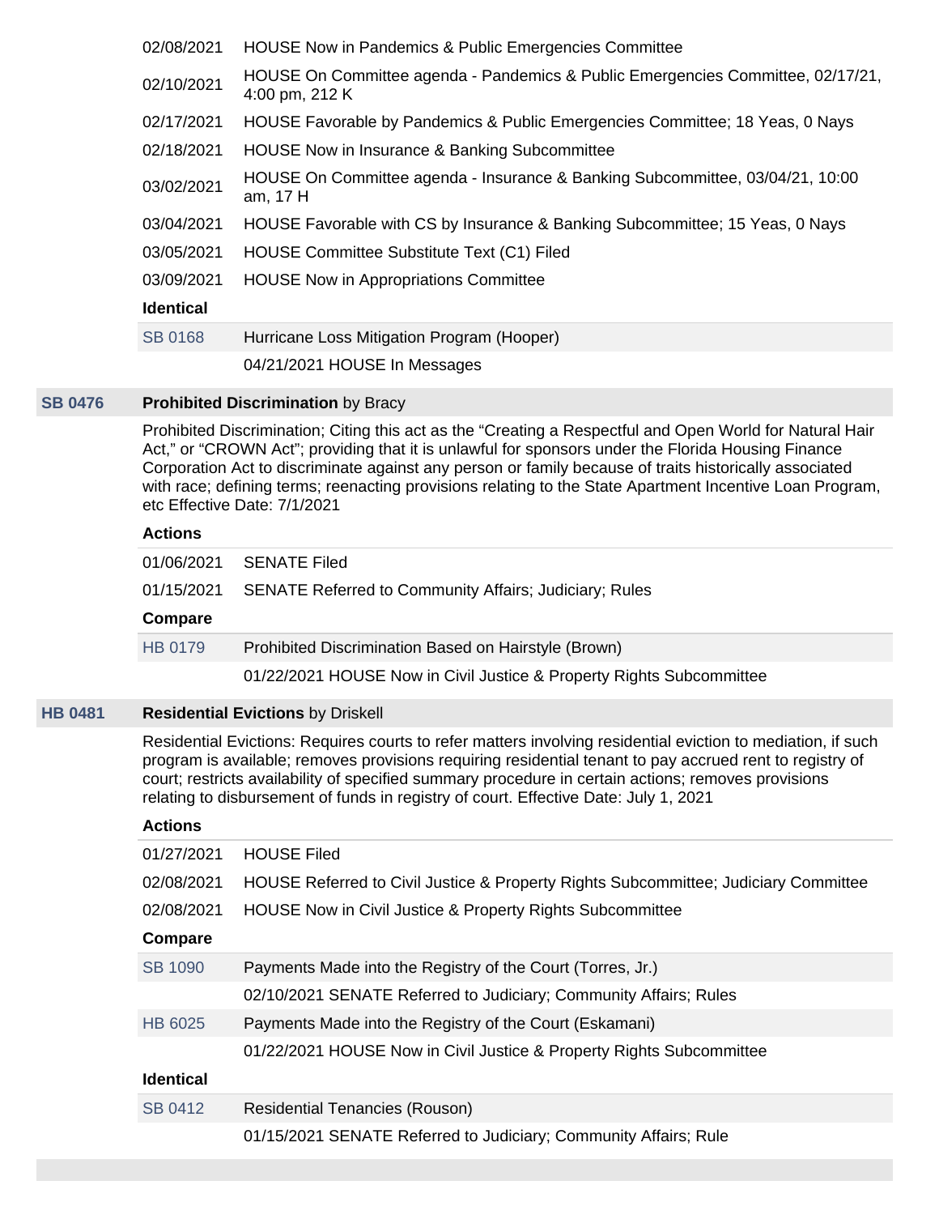| | |
|---|---|
| 02/08/2021 | HOUSE Now in Pandemics & Public Emergencies Committee |
| 02/10/2021 | HOUSE On Committee agenda - Pandemics & Public Emergencies Committee, 02/17/21, 4:00 pm, 212 K |
| 02/17/2021 | HOUSE Favorable by Pandemics & Public Emergencies Committee; 18 Yeas, 0 Nays |
| 02/18/2021 | HOUSE Now in Insurance & Banking Subcommittee |
| 03/02/2021 | HOUSE On Committee agenda - Insurance & Banking Subcommittee, 03/04/21, 10:00 am, 17 H |
| 03/04/2021 | HOUSE Favorable with CS by Insurance & Banking Subcommittee; 15 Yeas, 0 Nays |
| 03/05/2021 | HOUSE Committee Substitute Text (C1) Filed |
| 03/09/2021 | HOUSE Now in Appropriations Committee |

**Identical**

| | |
|---|---|
| SB 0168 | Hurricane Loss Mitigation Program (Hooper) |
| | 04/21/2021 HOUSE In Messages |

## SB 0476 **Prohibited Discrimination** by Bracy

Prohibited Discrimination; Citing this act as the "Creating a Respectful and Open World for Natural Hair Act," or "CROWN Act"; providing that it is unlawful for sponsors under the Florida Housing Finance Corporation Act to discriminate against any person or family because of traits historically associated with race; defining terms; reenacting provisions relating to the State Apartment Incentive Loan Program, etc Effective Date: 7/1/2021

**Actions**

| | |
|---|---|
| 01/06/2021 | SENATE Filed |
| 01/15/2021 | SENATE Referred to Community Affairs; Judiciary; Rules |

**Compare**

| | |
|---|---|
| HB 0179 | Prohibited Discrimination Based on Hairstyle (Brown) |
| | 01/22/2021 HOUSE Now in Civil Justice & Property Rights Subcommittee |

## HB 0481 **Residential Evictions** by Driskell

Residential Evictions: Requires courts to refer matters involving residential eviction to mediation, if such program is available; removes provisions requiring residential tenant to pay accrued rent to registry of court; restricts availability of specified summary procedure in certain actions; removes provisions relating to disbursement of funds in registry of court. Effective Date: July 1, 2021

**Actions**

| | |
|---|---|
| 01/27/2021 | HOUSE Filed |
| 02/08/2021 | HOUSE Referred to Civil Justice & Property Rights Subcommittee; Judiciary Committee |
| 02/08/2021 | HOUSE Now in Civil Justice & Property Rights Subcommittee |

**Compare**

| | |
|---|---|
| SB 1090 | Payments Made into the Registry of the Court (Torres, Jr.) |
| | 02/10/2021 SENATE Referred to Judiciary; Community Affairs; Rules |
| HB 6025 | Payments Made into the Registry of the Court (Eskamani) |
| | 01/22/2021 HOUSE Now in Civil Justice & Property Rights Subcommittee |

**Identical**

| | |
|---|---|
| SB 0412 | Residential Tenancies (Rouson) |
| | 01/15/2021 SENATE Referred to Judiciary; Community Affairs; Rule |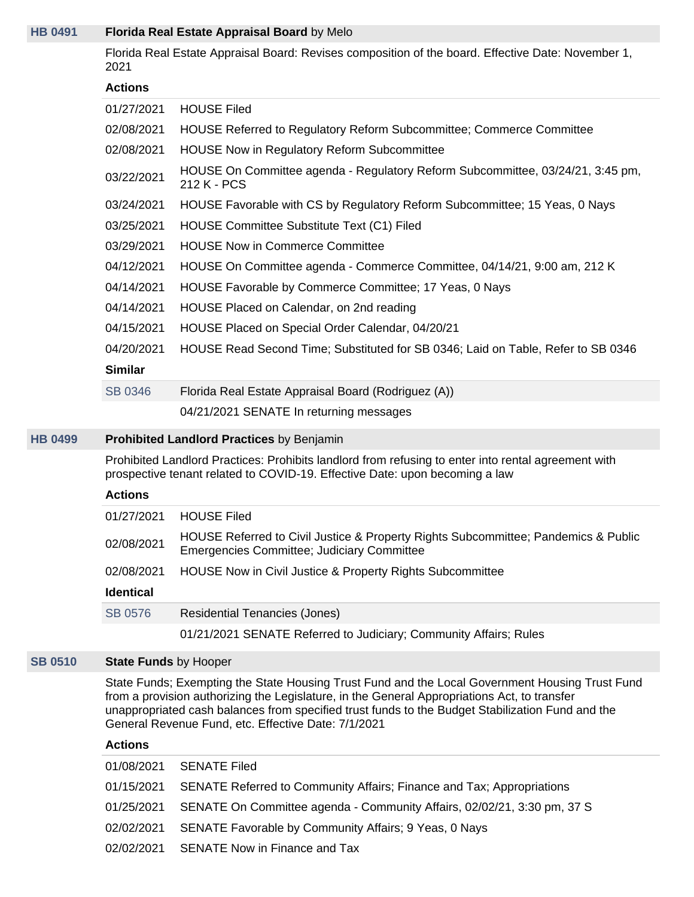## HB 0491 — **Florida Real Estate Appraisal Board** by Melo

Florida Real Estate Appraisal Board: Revises composition of the board. Effective Date: November 1, 2021

**Actions**

| | |
|---|---|
| 01/27/2021 | HOUSE Filed |
| 02/08/2021 | HOUSE Referred to Regulatory Reform Subcommittee; Commerce Committee |
| 02/08/2021 | HOUSE Now in Regulatory Reform Subcommittee |
| 03/22/2021 | HOUSE On Committee agenda - Regulatory Reform Subcommittee, 03/24/21, 3:45 pm, 212 K - PCS |
| 03/24/2021 | HOUSE Favorable with CS by Regulatory Reform Subcommittee; 15 Yeas, 0 Nays |
| 03/25/2021 | HOUSE Committee Substitute Text (C1) Filed |
| 03/29/2021 | HOUSE Now in Commerce Committee |
| 04/12/2021 | HOUSE On Committee agenda - Commerce Committee, 04/14/21, 9:00 am, 212 K |
| 04/14/2021 | HOUSE Favorable by Commerce Committee; 17 Yeas, 0 Nays |
| 04/14/2021 | HOUSE Placed on Calendar, on 2nd reading |
| 04/15/2021 | HOUSE Placed on Special Order Calendar, 04/20/21 |
| 04/20/2021 | HOUSE Read Second Time; Substituted for SB 0346; Laid on Table, Refer to SB 0346 |

**Similar**

| | |
|---|---|
| SB 0346 | Florida Real Estate Appraisal Board (Rodriguez (A)) |
| | 04/21/2021 SENATE In returning messages |

## HB 0499 — **Prohibited Landlord Practices** by Benjamin

Prohibited Landlord Practices: Prohibits landlord from refusing to enter into rental agreement with prospective tenant related to COVID-19. Effective Date: upon becoming a law

**Actions**

| | |
|---|---|
| 01/27/2021 | HOUSE Filed |
| 02/08/2021 | HOUSE Referred to Civil Justice & Property Rights Subcommittee; Pandemics & Public Emergencies Committee; Judiciary Committee |
| 02/08/2021 | HOUSE Now in Civil Justice & Property Rights Subcommittee |

**Identical**

| | |
|---|---|
| SB 0576 | Residential Tenancies (Jones) |
| | 01/21/2021 SENATE Referred to Judiciary; Community Affairs; Rules |

## SB 0510 — **State Funds** by Hooper

State Funds; Exempting the State Housing Trust Fund and the Local Government Housing Trust Fund from a provision authorizing the Legislature, in the General Appropriations Act, to transfer unappropriated cash balances from specified trust funds to the Budget Stabilization Fund and the General Revenue Fund, etc. Effective Date: 7/1/2021

**Actions**

| | |
|---|---|
| 01/08/2021 | SENATE Filed |
| 01/15/2021 | SENATE Referred to Community Affairs; Finance and Tax; Appropriations |
| 01/25/2021 | SENATE On Committee agenda - Community Affairs, 02/02/21, 3:30 pm, 37 S |
| 02/02/2021 | SENATE Favorable by Community Affairs; 9 Yeas, 0 Nays |
| 02/02/2021 | SENATE Now in Finance and Tax |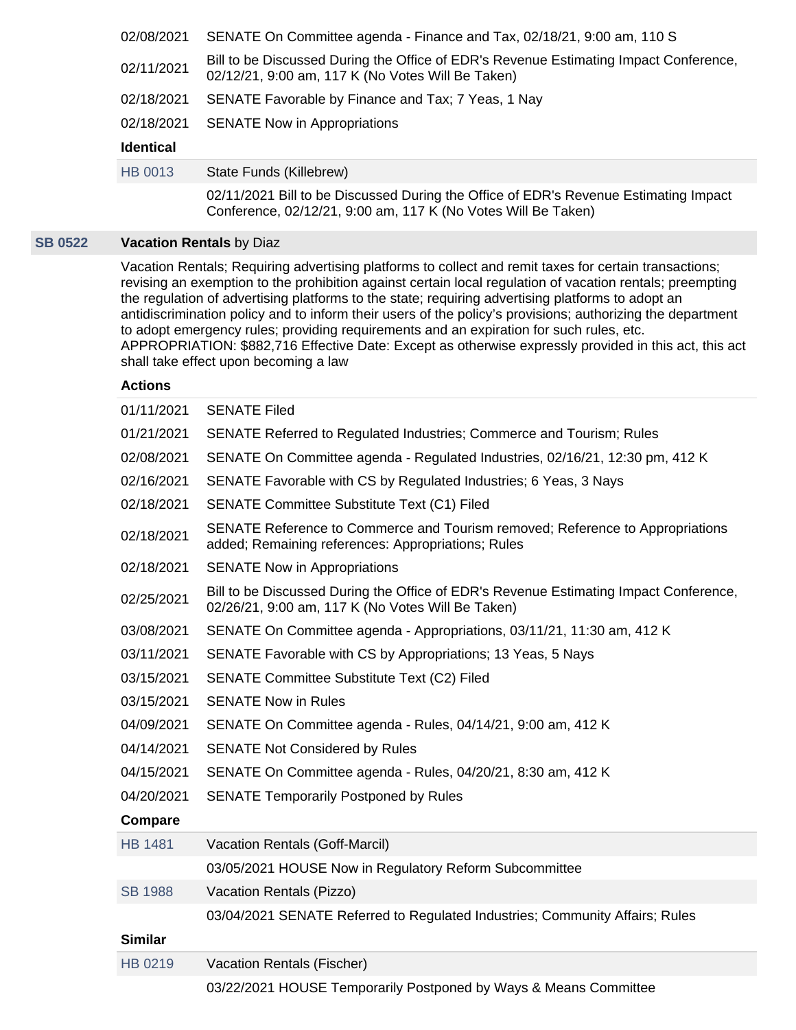| | |
|---|---|
| 02/08/2021 | SENATE On Committee agenda - Finance and Tax, 02/18/21, 9:00 am, 110 S |
| 02/11/2021 | Bill to be Discussed During the Office of EDR's Revenue Estimating Impact Conference, 02/12/21, 9:00 am, 117 K (No Votes Will Be Taken) |
| 02/18/2021 | SENATE Favorable by Finance and Tax; 7 Yeas, 1 Nay |
| 02/18/2021 | SENATE Now in Appropriations |

**Identical**

| | |
|---|---|
| HB 0013 | State Funds (Killebrew) |
| | 02/11/2021 Bill to be Discussed During the Office of EDR's Revenue Estimating Impact Conference, 02/12/21, 9:00 am, 117 K (No Votes Will Be Taken) |

## SB 0522 **Vacation Rentals** by Diaz

Vacation Rentals; Requiring advertising platforms to collect and remit taxes for certain transactions; revising an exemption to the prohibition against certain local regulation of vacation rentals; preempting the regulation of advertising platforms to the state; requiring advertising platforms to adopt an antidiscrimination policy and to inform their users of the policy's provisions; authorizing the department to adopt emergency rules; providing requirements and an expiration for such rules, etc. APPROPRIATION: $882,716 Effective Date: Except as otherwise expressly provided in this act, this act shall take effect upon becoming a law

**Actions**

| | |
|---|---|
| 01/11/2021 | SENATE Filed |
| 01/21/2021 | SENATE Referred to Regulated Industries; Commerce and Tourism; Rules |
| 02/08/2021 | SENATE On Committee agenda - Regulated Industries, 02/16/21, 12:30 pm, 412 K |
| 02/16/2021 | SENATE Favorable with CS by Regulated Industries; 6 Yeas, 3 Nays |
| 02/18/2021 | SENATE Committee Substitute Text (C1) Filed |
| 02/18/2021 | SENATE Reference to Commerce and Tourism removed; Reference to Appropriations added; Remaining references: Appropriations; Rules |
| 02/18/2021 | SENATE Now in Appropriations |
| 02/25/2021 | Bill to be Discussed During the Office of EDR's Revenue Estimating Impact Conference, 02/26/21, 9:00 am, 117 K (No Votes Will Be Taken) |
| 03/08/2021 | SENATE On Committee agenda - Appropriations, 03/11/21, 11:30 am, 412 K |
| 03/11/2021 | SENATE Favorable with CS by Appropriations; 13 Yeas, 5 Nays |
| 03/15/2021 | SENATE Committee Substitute Text (C2) Filed |
| 03/15/2021 | SENATE Now in Rules |
| 04/09/2021 | SENATE On Committee agenda - Rules, 04/14/21, 9:00 am, 412 K |
| 04/14/2021 | SENATE Not Considered by Rules |
| 04/15/2021 | SENATE On Committee agenda - Rules, 04/20/21, 8:30 am, 412 K |
| 04/20/2021 | SENATE Temporarily Postponed by Rules |

**Compare**

| | |
|---|---|
| HB 1481 | Vacation Rentals (Goff-Marcil) |
| | 03/05/2021 HOUSE Now in Regulatory Reform Subcommittee |
| SB 1988 | Vacation Rentals (Pizzo) |
| | 03/04/2021 SENATE Referred to Regulated Industries; Community Affairs; Rules |

**Similar**

| | |
|---|---|
| HB 0219 | Vacation Rentals (Fischer) |
| | 03/22/2021 HOUSE Temporarily Postponed by Ways & Means Committee |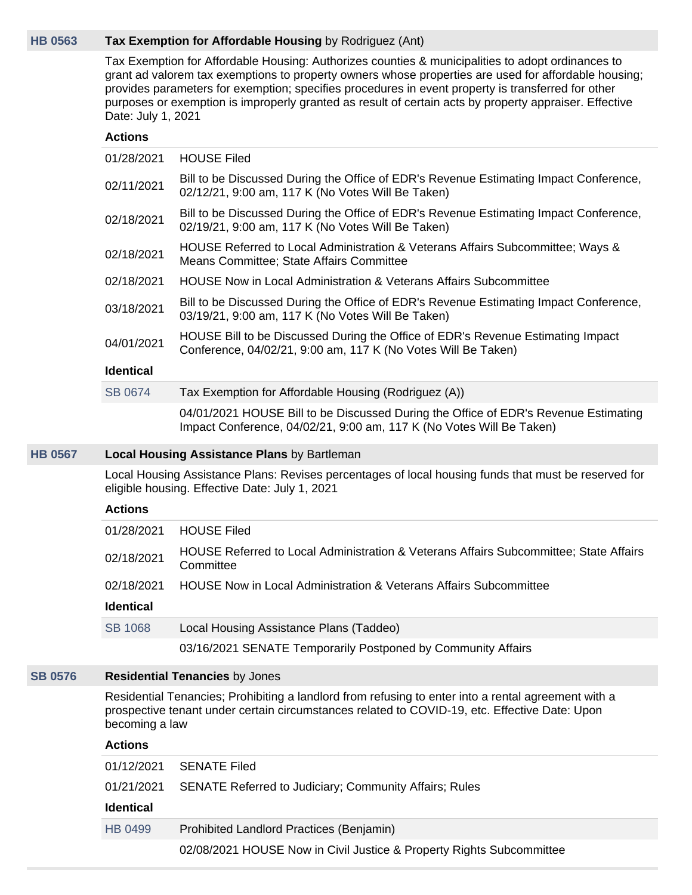## HB 0563 — **Tax Exemption for Affordable Housing** by Rodriguez (Ant)

Tax Exemption for Affordable Housing: Authorizes counties & municipalities to adopt ordinances to grant ad valorem tax exemptions to property owners whose properties are used for affordable housing; provides parameters for exemption; specifies procedures in event property is transferred for other purposes or exemption is improperly granted as result of certain acts by property appraiser. Effective Date: July 1, 2021

**Actions**

| | |
|---|---|
| 01/28/2021 | HOUSE Filed |
| 02/11/2021 | Bill to be Discussed During the Office of EDR's Revenue Estimating Impact Conference, 02/12/21, 9:00 am, 117 K (No Votes Will Be Taken) |
| 02/18/2021 | Bill to be Discussed During the Office of EDR's Revenue Estimating Impact Conference, 02/19/21, 9:00 am, 117 K (No Votes Will Be Taken) |
| 02/18/2021 | HOUSE Referred to Local Administration & Veterans Affairs Subcommittee; Ways & Means Committee; State Affairs Committee |
| 02/18/2021 | HOUSE Now in Local Administration & Veterans Affairs Subcommittee |
| 03/18/2021 | Bill to be Discussed During the Office of EDR's Revenue Estimating Impact Conference, 03/19/21, 9:00 am, 117 K (No Votes Will Be Taken) |
| 04/01/2021 | HOUSE Bill to be Discussed During the Office of EDR's Revenue Estimating Impact Conference, 04/02/21, 9:00 am, 117 K (No Votes Will Be Taken) |

**Identical**

| | |
|---|---|
| SB 0674 | Tax Exemption for Affordable Housing (Rodriguez (A)) |
| | 04/01/2021 HOUSE Bill to be Discussed During the Office of EDR's Revenue Estimating Impact Conference, 04/02/21, 9:00 am, 117 K (No Votes Will Be Taken) |

## HB 0567 — **Local Housing Assistance Plans** by Bartleman

Local Housing Assistance Plans: Revises percentages of local housing funds that must be reserved for eligible housing. Effective Date: July 1, 2021

**Actions**

| | |
|---|---|
| 01/28/2021 | HOUSE Filed |
| 02/18/2021 | HOUSE Referred to Local Administration & Veterans Affairs Subcommittee; State Affairs Committee |
| 02/18/2021 | HOUSE Now in Local Administration & Veterans Affairs Subcommittee |

**Identical**

| | |
|---|---|
| SB 1068 | Local Housing Assistance Plans (Taddeo) |
| | 03/16/2021 SENATE Temporarily Postponed by Community Affairs |

## SB 0576 — **Residential Tenancies** by Jones

Residential Tenancies; Prohibiting a landlord from refusing to enter into a rental agreement with a prospective tenant under certain circumstances related to COVID-19, etc. Effective Date: Upon becoming a law

**Actions**

| | |
|---|---|
| 01/12/2021 | SENATE Filed |
| 01/21/2021 | SENATE Referred to Judiciary; Community Affairs; Rules |

**Identical**

| | |
|---|---|
| HB 0499 | Prohibited Landlord Practices (Benjamin) |
| | 02/08/2021 HOUSE Now in Civil Justice & Property Rights Subcommittee |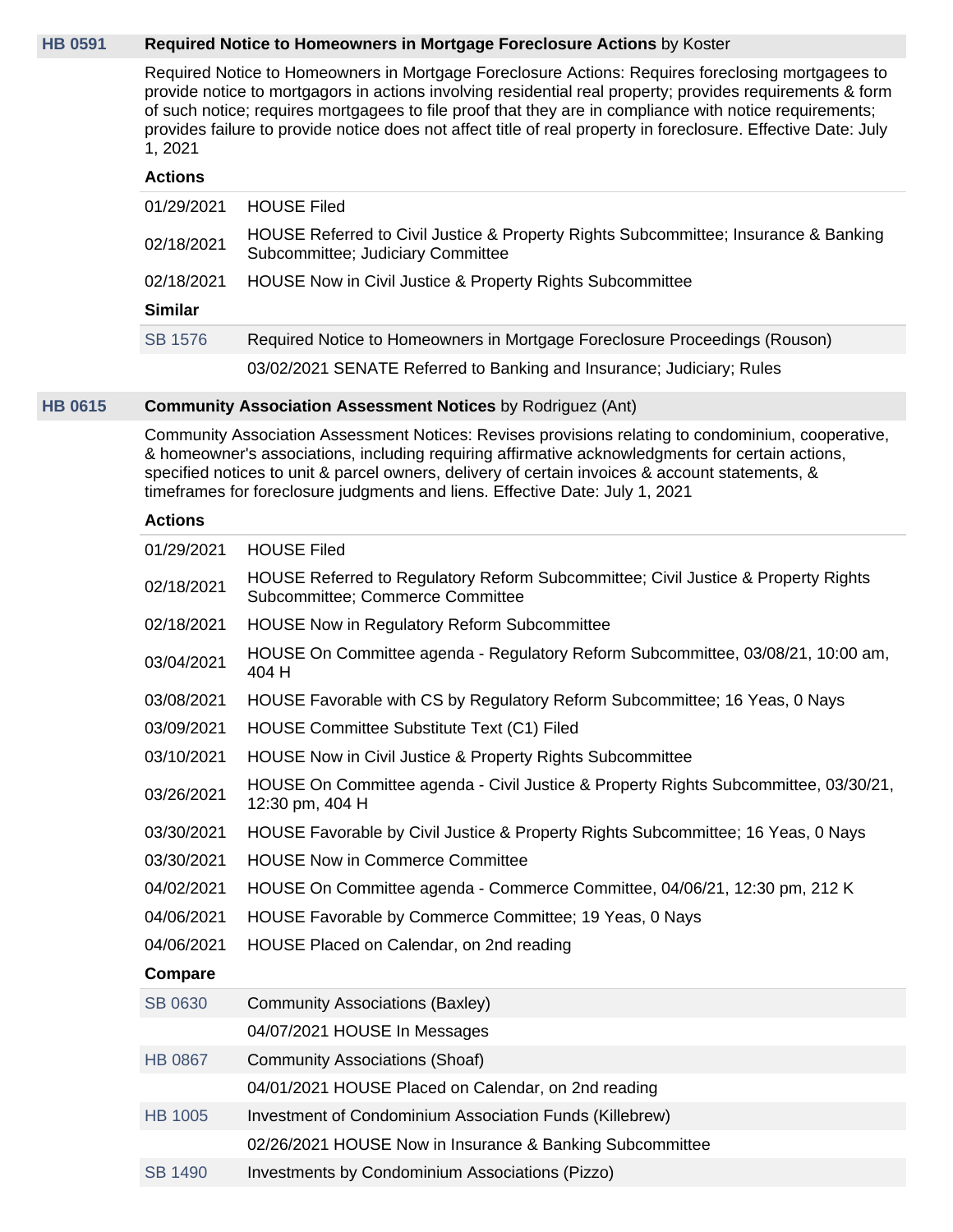## HB 0591 — Required Notice to Homeowners in Mortgage Foreclosure Actions by Koster

Required Notice to Homeowners in Mortgage Foreclosure Actions: Requires foreclosing mortgagees to provide notice to mortgagors in actions involving residential real property; provides requirements & form of such notice; requires mortgagees to file proof that they are in compliance with notice requirements; provides failure to provide notice does not affect title of real property in foreclosure. Effective Date: July 1, 2021

**Actions**

| Date | Action |
|---|---|
| 01/29/2021 | HOUSE Filed |
| 02/18/2021 | HOUSE Referred to Civil Justice & Property Rights Subcommittee; Insurance & Banking Subcommittee; Judiciary Committee |
| 02/18/2021 | HOUSE Now in Civil Justice & Property Rights Subcommittee |

**Similar**

| Bill | Description |
|---|---|
| SB 1576 | Required Notice to Homeowners in Mortgage Foreclosure Proceedings (Rouson) |
| | 03/02/2021 SENATE Referred to Banking and Insurance; Judiciary; Rules |

## HB 0615 — Community Association Assessment Notices by Rodriguez (Ant)

Community Association Assessment Notices: Revises provisions relating to condominium, cooperative, & homeowner's associations, including requiring affirmative acknowledgments for certain actions, specified notices to unit & parcel owners, delivery of certain invoices & account statements, & timeframes for foreclosure judgments and liens. Effective Date: July 1, 2021

**Actions**

| Date | Action |
|---|---|
| 01/29/2021 | HOUSE Filed |
| 02/18/2021 | HOUSE Referred to Regulatory Reform Subcommittee; Civil Justice & Property Rights Subcommittee; Commerce Committee |
| 02/18/2021 | HOUSE Now in Regulatory Reform Subcommittee |
| 03/04/2021 | HOUSE On Committee agenda - Regulatory Reform Subcommittee, 03/08/21, 10:00 am, 404 H |
| 03/08/2021 | HOUSE Favorable with CS by Regulatory Reform Subcommittee; 16 Yeas, 0 Nays |
| 03/09/2021 | HOUSE Committee Substitute Text (C1) Filed |
| 03/10/2021 | HOUSE Now in Civil Justice & Property Rights Subcommittee |
| 03/26/2021 | HOUSE On Committee agenda - Civil Justice & Property Rights Subcommittee, 03/30/21, 12:30 pm, 404 H |
| 03/30/2021 | HOUSE Favorable by Civil Justice & Property Rights Subcommittee; 16 Yeas, 0 Nays |
| 03/30/2021 | HOUSE Now in Commerce Committee |
| 04/02/2021 | HOUSE On Committee agenda - Commerce Committee, 04/06/21, 12:30 pm, 212 K |
| 04/06/2021 | HOUSE Favorable by Commerce Committee; 19 Yeas, 0 Nays |
| 04/06/2021 | HOUSE Placed on Calendar, on 2nd reading |

**Compare**

| Bill | Description |
|---|---|
| SB 0630 | Community Associations (Baxley) |
| | 04/07/2021 HOUSE In Messages |
| HB 0867 | Community Associations (Shoaf) |
| | 04/01/2021 HOUSE Placed on Calendar, on 2nd reading |
| HB 1005 | Investment of Condominium Association Funds (Killebrew) |
| | 02/26/2021 HOUSE Now in Insurance & Banking Subcommittee |
| SB 1490 | Investments by Condominium Associations (Pizzo) |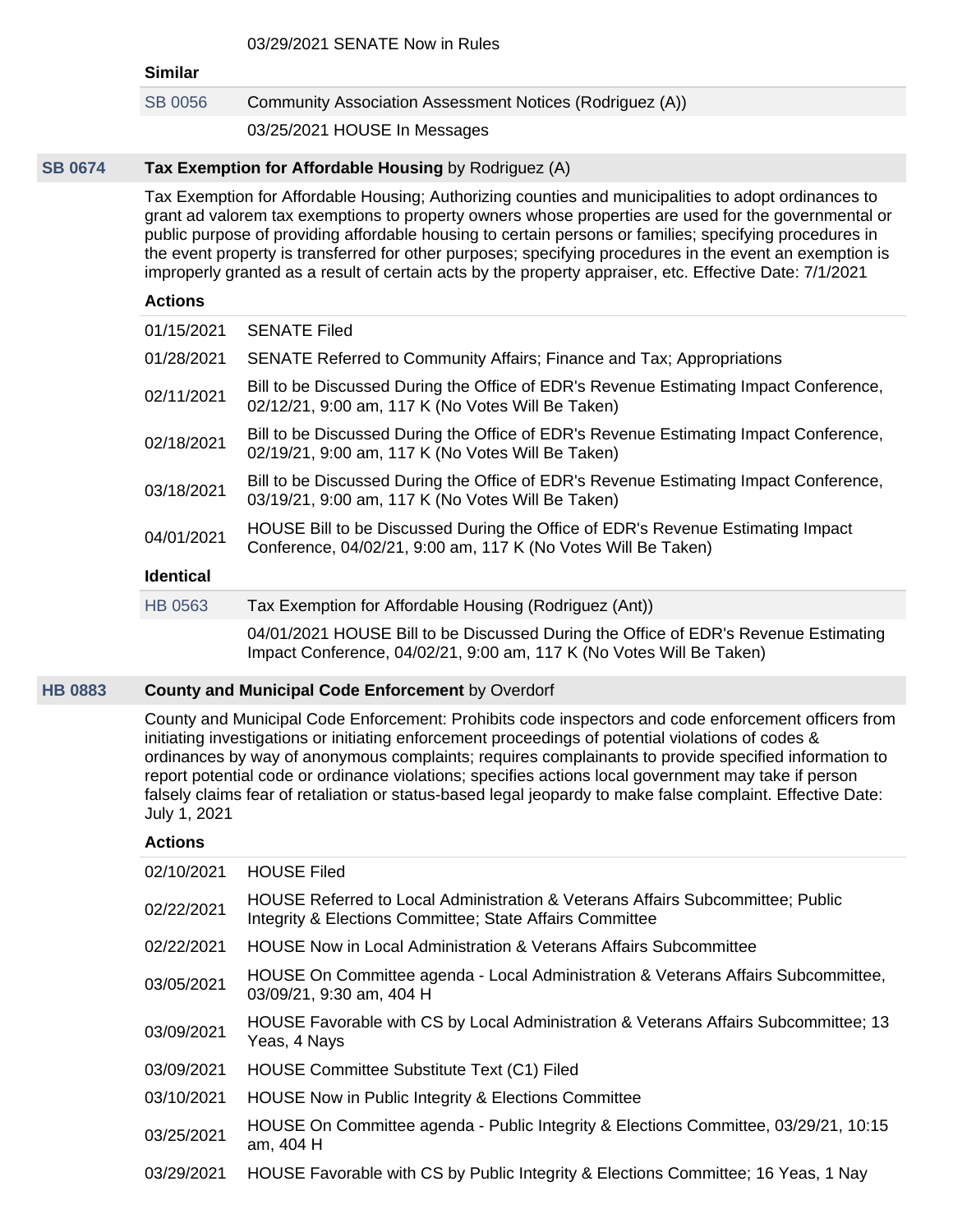03/29/2021 SENATE Now in Rules

**Similar**

| | |
|---|---|
| SB 0056 | Community Association Assessment Notices (Rodriguez (A)) |
| | 03/25/2021 HOUSE In Messages |

### SB 0674 — **Tax Exemption for Affordable Housing** by Rodriguez (A)

Tax Exemption for Affordable Housing; Authorizing counties and municipalities to adopt ordinances to grant ad valorem tax exemptions to property owners whose properties are used for the governmental or public purpose of providing affordable housing to certain persons or families; specifying procedures in the event property is transferred for other purposes; specifying procedures in the event an exemption is improperly granted as a result of certain acts by the property appraiser, etc. Effective Date: 7/1/2021

**Actions**

| | |
|---|---|
| 01/15/2021 | SENATE Filed |
| 01/28/2021 | SENATE Referred to Community Affairs; Finance and Tax; Appropriations |
| 02/11/2021 | Bill to be Discussed During the Office of EDR's Revenue Estimating Impact Conference, 02/12/21, 9:00 am, 117 K (No Votes Will Be Taken) |
| 02/18/2021 | Bill to be Discussed During the Office of EDR's Revenue Estimating Impact Conference, 02/19/21, 9:00 am, 117 K (No Votes Will Be Taken) |
| 03/18/2021 | Bill to be Discussed During the Office of EDR's Revenue Estimating Impact Conference, 03/19/21, 9:00 am, 117 K (No Votes Will Be Taken) |
| 04/01/2021 | HOUSE Bill to be Discussed During the Office of EDR's Revenue Estimating Impact Conference, 04/02/21, 9:00 am, 117 K (No Votes Will Be Taken) |

**Identical**

| | |
|---|---|
| HB 0563 | Tax Exemption for Affordable Housing (Rodriguez (Ant)) |
| | 04/01/2021 HOUSE Bill to be Discussed During the Office of EDR's Revenue Estimating Impact Conference, 04/02/21, 9:00 am, 117 K (No Votes Will Be Taken) |

### HB 0883 — **County and Municipal Code Enforcement** by Overdorf

County and Municipal Code Enforcement: Prohibits code inspectors and code enforcement officers from initiating investigations or initiating enforcement proceedings of potential violations of codes & ordinances by way of anonymous complaints; requires complainants to provide specified information to report potential code or ordinance violations; specifies actions local government may take if person falsely claims fear of retaliation or status-based legal jeopardy to make false complaint. Effective Date: July 1, 2021

**Actions**

| | |
|---|---|
| 02/10/2021 | HOUSE Filed |
| 02/22/2021 | HOUSE Referred to Local Administration & Veterans Affairs Subcommittee; Public Integrity & Elections Committee; State Affairs Committee |
| 02/22/2021 | HOUSE Now in Local Administration & Veterans Affairs Subcommittee |
| 03/05/2021 | HOUSE On Committee agenda - Local Administration & Veterans Affairs Subcommittee, 03/09/21, 9:30 am, 404 H |
| 03/09/2021 | HOUSE Favorable with CS by Local Administration & Veterans Affairs Subcommittee; 13 Yeas, 4 Nays |
| 03/09/2021 | HOUSE Committee Substitute Text (C1) Filed |
| 03/10/2021 | HOUSE Now in Public Integrity & Elections Committee |
| 03/25/2021 | HOUSE On Committee agenda - Public Integrity & Elections Committee, 03/29/21, 10:15 am, 404 H |
| 03/29/2021 | HOUSE Favorable with CS by Public Integrity & Elections Committee; 16 Yeas, 1 Nay |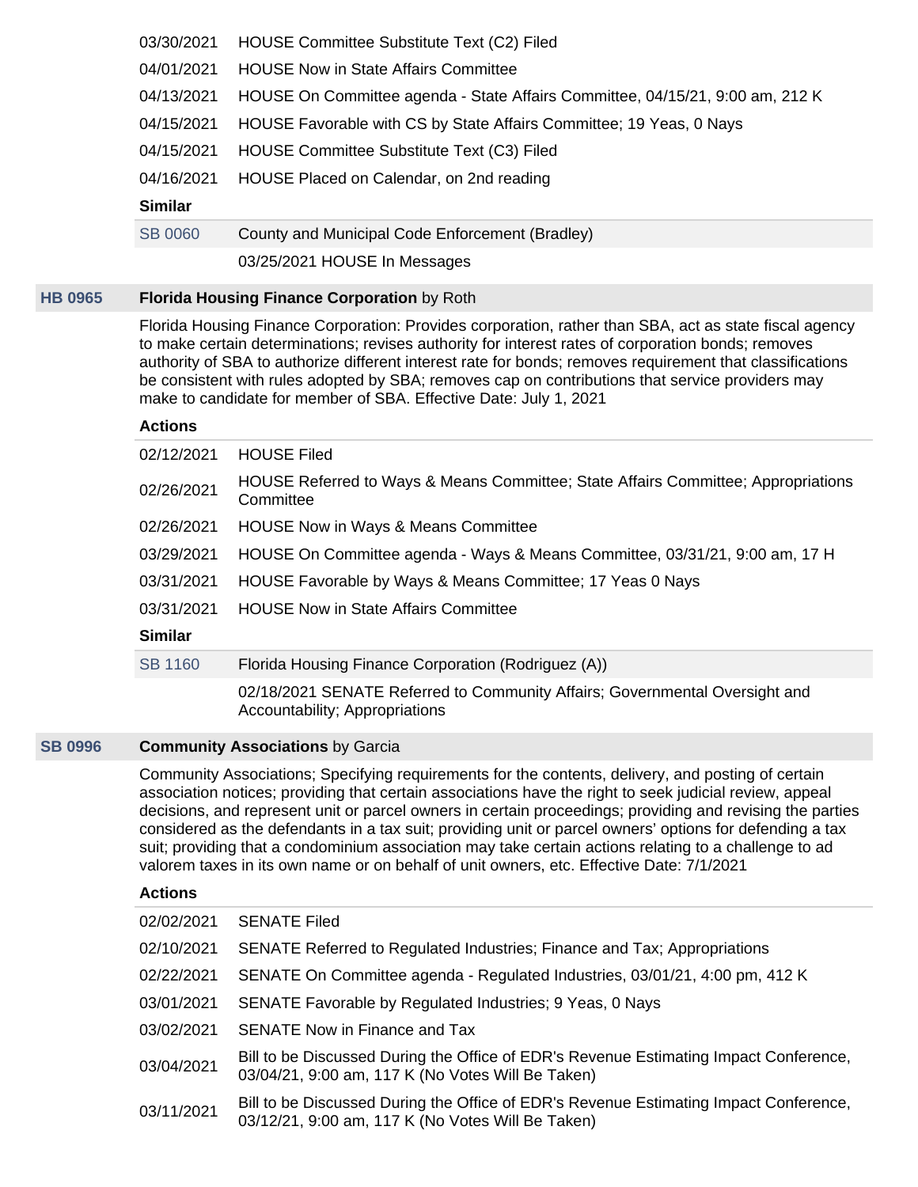| | |
|---|---|
| 03/30/2021 | HOUSE Committee Substitute Text (C2) Filed |
| 04/01/2021 | HOUSE Now in State Affairs Committee |
| 04/13/2021 | HOUSE On Committee agenda - State Affairs Committee, 04/15/21, 9:00 am, 212 K |
| 04/15/2021 | HOUSE Favorable with CS by State Affairs Committee; 19 Yeas, 0 Nays |
| 04/15/2021 | HOUSE Committee Substitute Text (C3) Filed |
| 04/16/2021 | HOUSE Placed on Calendar, on 2nd reading |

**Similar**

| | |
|---|---|
| SB 0060 | County and Municipal Code Enforcement (Bradley) |
| | 03/25/2021 HOUSE In Messages |

## HB 0965 **Florida Housing Finance Corporation** by Roth

Florida Housing Finance Corporation: Provides corporation, rather than SBA, act as state fiscal agency to make certain determinations; revises authority for interest rates of corporation bonds; removes authority of SBA to authorize different interest rate for bonds; removes requirement that classifications be consistent with rules adopted by SBA; removes cap on contributions that service providers may make to candidate for member of SBA. Effective Date: July 1, 2021

**Actions**

| | |
|---|---|
| 02/12/2021 | HOUSE Filed |
| 02/26/2021 | HOUSE Referred to Ways & Means Committee; State Affairs Committee; Appropriations Committee |
| 02/26/2021 | HOUSE Now in Ways & Means Committee |
| 03/29/2021 | HOUSE On Committee agenda - Ways & Means Committee, 03/31/21, 9:00 am, 17 H |
| 03/31/2021 | HOUSE Favorable by Ways & Means Committee; 17 Yeas 0 Nays |
| 03/31/2021 | HOUSE Now in State Affairs Committee |

**Similar**

| | |
|---|---|
| SB 1160 | Florida Housing Finance Corporation (Rodriguez (A)) |
| | 02/18/2021 SENATE Referred to Community Affairs; Governmental Oversight and Accountability; Appropriations |

## SB 0996 **Community Associations** by Garcia

Community Associations; Specifying requirements for the contents, delivery, and posting of certain association notices; providing that certain associations have the right to seek judicial review, appeal decisions, and represent unit or parcel owners in certain proceedings; providing and revising the parties considered as the defendants in a tax suit; providing unit or parcel owners' options for defending a tax suit; providing that a condominium association may take certain actions relating to a challenge to ad valorem taxes in its own name or on behalf of unit owners, etc. Effective Date: 7/1/2021

**Actions**

| | |
|---|---|
| 02/02/2021 | SENATE Filed |
| 02/10/2021 | SENATE Referred to Regulated Industries; Finance and Tax; Appropriations |
| 02/22/2021 | SENATE On Committee agenda - Regulated Industries, 03/01/21, 4:00 pm, 412 K |
| 03/01/2021 | SENATE Favorable by Regulated Industries; 9 Yeas, 0 Nays |
| 03/02/2021 | SENATE Now in Finance and Tax |
| 03/04/2021 | Bill to be Discussed During the Office of EDR's Revenue Estimating Impact Conference, 03/04/21, 9:00 am, 117 K (No Votes Will Be Taken) |
| 03/11/2021 | Bill to be Discussed During the Office of EDR's Revenue Estimating Impact Conference, 03/12/21, 9:00 am, 117 K (No Votes Will Be Taken) |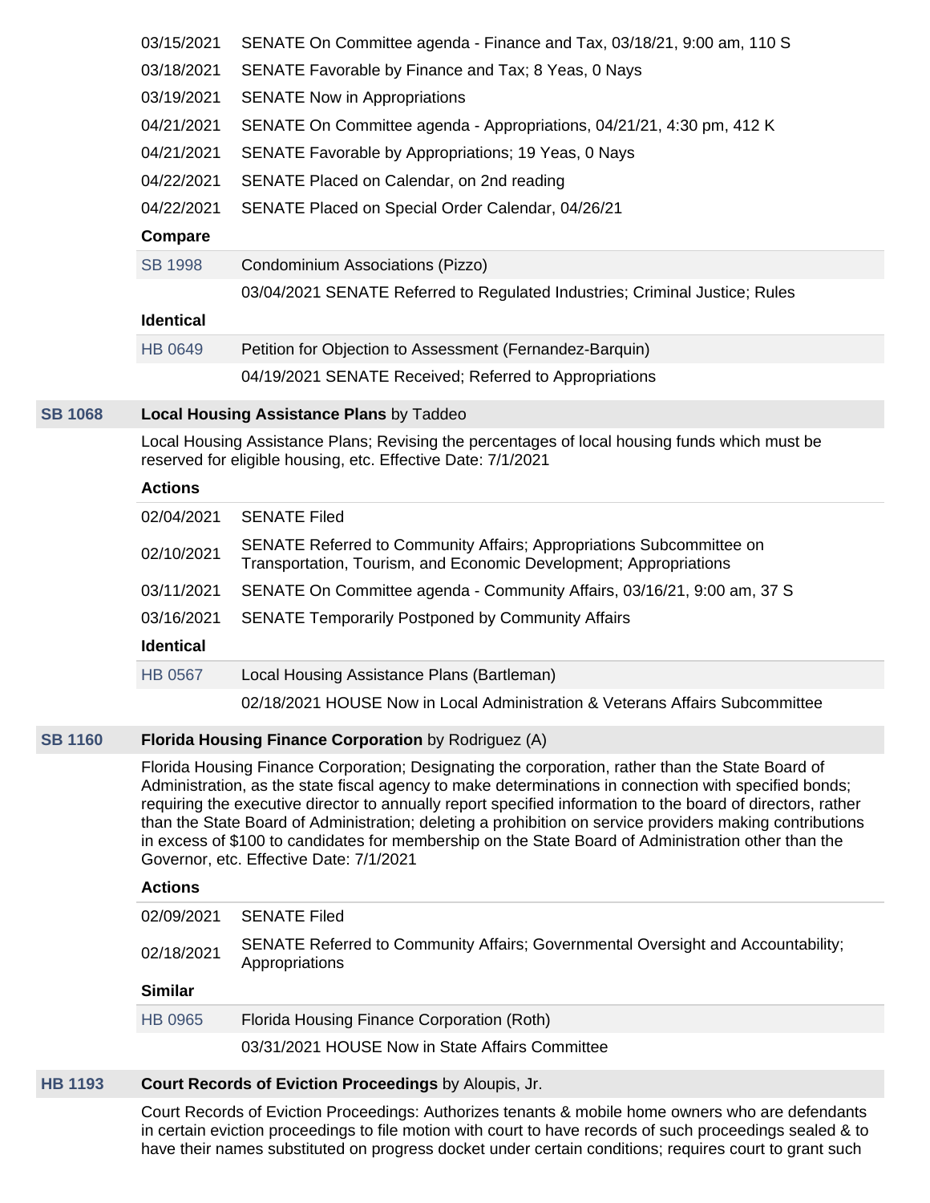| | |
|---|---|
| 03/15/2021 | SENATE On Committee agenda - Finance and Tax, 03/18/21, 9:00 am, 110 S |
| 03/18/2021 | SENATE Favorable by Finance and Tax; 8 Yeas, 0 Nays |
| 03/19/2021 | SENATE Now in Appropriations |
| 04/21/2021 | SENATE On Committee agenda - Appropriations, 04/21/21, 4:30 pm, 412 K |
| 04/21/2021 | SENATE Favorable by Appropriations; 19 Yeas, 0 Nays |
| 04/22/2021 | SENATE Placed on Calendar, on 2nd reading |
| 04/22/2021 | SENATE Placed on Special Order Calendar, 04/26/21 |

**Compare**

| | |
|---|---|
| SB 1998 | Condominium Associations (Pizzo) |
| | 03/04/2021 SENATE Referred to Regulated Industries; Criminal Justice; Rules |

**Identical**

| | |
|---|---|
| HB 0649 | Petition for Objection to Assessment (Fernandez-Barquin) |
| | 04/19/2021 SENATE Received; Referred to Appropriations |

## SB 1068 **Local Housing Assistance Plans** by Taddeo

Local Housing Assistance Plans; Revising the percentages of local housing funds which must be reserved for eligible housing, etc. Effective Date: 7/1/2021

**Actions**

| | |
|---|---|
| 02/04/2021 | SENATE Filed |
| 02/10/2021 | SENATE Referred to Community Affairs; Appropriations Subcommittee on Transportation, Tourism, and Economic Development; Appropriations |
| 03/11/2021 | SENATE On Committee agenda - Community Affairs, 03/16/21, 9:00 am, 37 S |
| 03/16/2021 | SENATE Temporarily Postponed by Community Affairs |

**Identical**

| | |
|---|---|
| HB 0567 | Local Housing Assistance Plans (Bartleman) |
| | 02/18/2021 HOUSE Now in Local Administration & Veterans Affairs Subcommittee |

## SB 1160 **Florida Housing Finance Corporation** by Rodriguez (A)

Florida Housing Finance Corporation; Designating the corporation, rather than the State Board of Administration, as the state fiscal agency to make determinations in connection with specified bonds; requiring the executive director to annually report specified information to the board of directors, rather than the State Board of Administration; deleting a prohibition on service providers making contributions in excess of $100 to candidates for membership on the State Board of Administration other than the Governor, etc. Effective Date: 7/1/2021

**Actions**

| | |
|---|---|
| 02/09/2021 | SENATE Filed |
| 02/18/2021 | SENATE Referred to Community Affairs; Governmental Oversight and Accountability; Appropriations |

**Similar**

| | |
|---|---|
| HB 0965 | Florida Housing Finance Corporation (Roth) |
| | 03/31/2021 HOUSE Now in State Affairs Committee |

## HB 1193 **Court Records of Eviction Proceedings** by Aloupis, Jr.

Court Records of Eviction Proceedings: Authorizes tenants & mobile home owners who are defendants in certain eviction proceedings to file motion with court to have records of such proceedings sealed & to have their names substituted on progress docket under certain conditions; requires court to grant such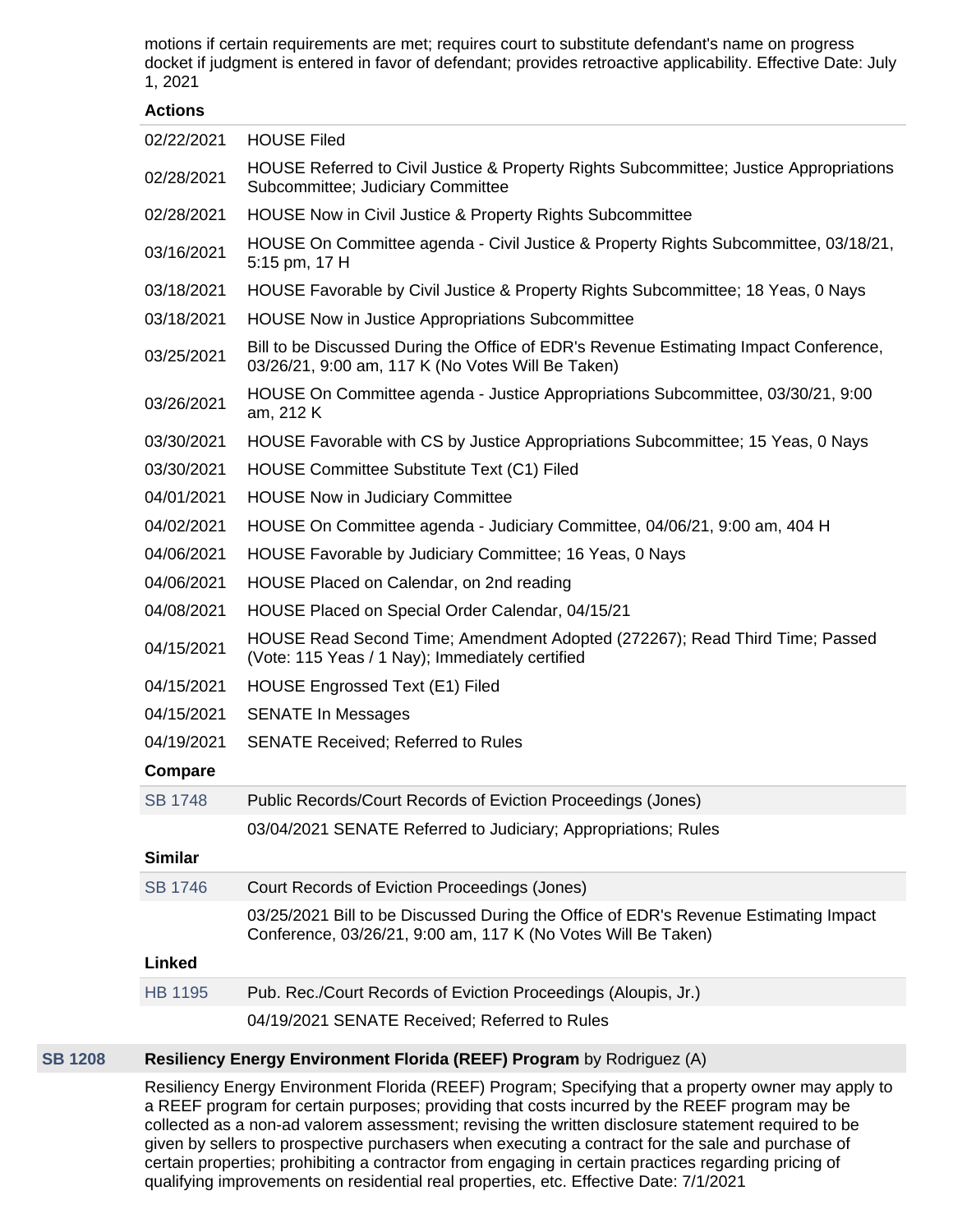motions if certain requirements are met; requires court to substitute defendant's name on progress docket if judgment is entered in favor of defendant; provides retroactive applicability. Effective Date: July 1, 2021

**Actions**

| | |
|---|---|
| 02/22/2021 | HOUSE Filed |
| 02/28/2021 | HOUSE Referred to Civil Justice & Property Rights Subcommittee; Justice Appropriations Subcommittee; Judiciary Committee |
| 02/28/2021 | HOUSE Now in Civil Justice & Property Rights Subcommittee |
| 03/16/2021 | HOUSE On Committee agenda - Civil Justice & Property Rights Subcommittee, 03/18/21, 5:15 pm, 17 H |
| 03/18/2021 | HOUSE Favorable by Civil Justice & Property Rights Subcommittee; 18 Yeas, 0 Nays |
| 03/18/2021 | HOUSE Now in Justice Appropriations Subcommittee |
| 03/25/2021 | Bill to be Discussed During the Office of EDR's Revenue Estimating Impact Conference, 03/26/21, 9:00 am, 117 K (No Votes Will Be Taken) |
| 03/26/2021 | HOUSE On Committee agenda - Justice Appropriations Subcommittee, 03/30/21, 9:00 am, 212 K |
| 03/30/2021 | HOUSE Favorable with CS by Justice Appropriations Subcommittee; 15 Yeas, 0 Nays |
| 03/30/2021 | HOUSE Committee Substitute Text (C1) Filed |
| 04/01/2021 | HOUSE Now in Judiciary Committee |
| 04/02/2021 | HOUSE On Committee agenda - Judiciary Committee, 04/06/21, 9:00 am, 404 H |
| 04/06/2021 | HOUSE Favorable by Judiciary Committee; 16 Yeas, 0 Nays |
| 04/06/2021 | HOUSE Placed on Calendar, on 2nd reading |
| 04/08/2021 | HOUSE Placed on Special Order Calendar, 04/15/21 |
| 04/15/2021 | HOUSE Read Second Time; Amendment Adopted (272267); Read Third Time; Passed (Vote: 115 Yeas / 1 Nay); Immediately certified |
| 04/15/2021 | HOUSE Engrossed Text (E1) Filed |
| 04/15/2021 | SENATE In Messages |
| 04/19/2021 | SENATE Received; Referred to Rules |

**Compare**

| | |
|---|---|
| SB 1748 | Public Records/Court Records of Eviction Proceedings (Jones) |
| | 03/04/2021 SENATE Referred to Judiciary; Appropriations; Rules |

**Similar**

| | |
|---|---|
| SB 1746 | Court Records of Eviction Proceedings (Jones) |
| | 03/25/2021 Bill to be Discussed During the Office of EDR's Revenue Estimating Impact Conference, 03/26/21, 9:00 am, 117 K (No Votes Will Be Taken) |

**Linked**

| | |
|---|---|
| HB 1195 | Pub. Rec./Court Records of Eviction Proceedings (Aloupis, Jr.) |
| | 04/19/2021 SENATE Received; Referred to Rules |

## SB 1208 — **Resiliency Energy Environment Florida (REEF) Program** by Rodriguez (A)

Resiliency Energy Environment Florida (REEF) Program; Specifying that a property owner may apply to a REEF program for certain purposes; providing that costs incurred by the REEF program may be collected as a non-ad valorem assessment; revising the written disclosure statement required to be given by sellers to prospective purchasers when executing a contract for the sale and purchase of certain properties; prohibiting a contractor from engaging in certain practices regarding pricing of qualifying improvements on residential real properties, etc. Effective Date: 7/1/2021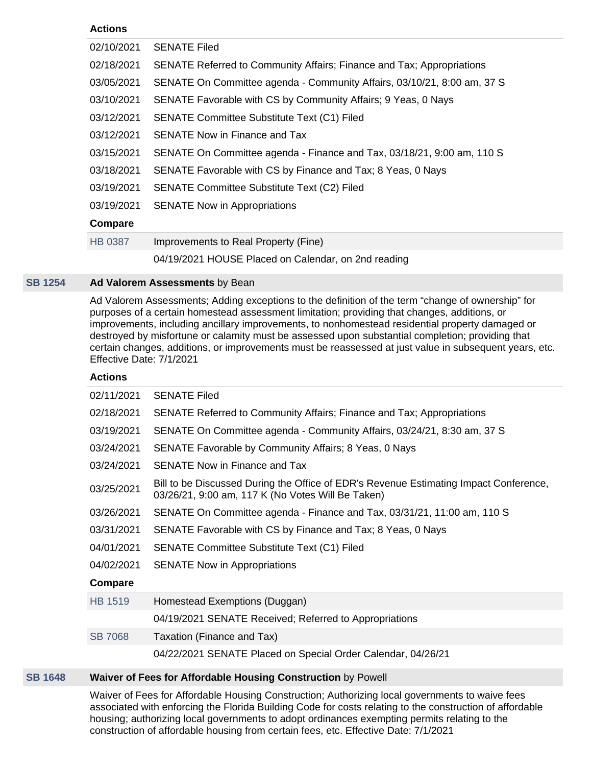**Actions**

| | |
|---|---|
| 02/10/2021 | SENATE Filed |
| 02/18/2021 | SENATE Referred to Community Affairs; Finance and Tax; Appropriations |
| 03/05/2021 | SENATE On Committee agenda - Community Affairs, 03/10/21, 8:00 am, 37 S |
| 03/10/2021 | SENATE Favorable with CS by Community Affairs; 9 Yeas, 0 Nays |
| 03/12/2021 | SENATE Committee Substitute Text (C1) Filed |
| 03/12/2021 | SENATE Now in Finance and Tax |
| 03/15/2021 | SENATE On Committee agenda - Finance and Tax, 03/18/21, 9:00 am, 110 S |
| 03/18/2021 | SENATE Favorable with CS by Finance and Tax; 8 Yeas, 0 Nays |
| 03/19/2021 | SENATE Committee Substitute Text (C2) Filed |
| 03/19/2021 | SENATE Now in Appropriations |

**Compare**

| | |
|---|---|
| HB 0387 | Improvements to Real Property (Fine) |
| | 04/19/2021 HOUSE Placed on Calendar, on 2nd reading |

**SB 1254** **Ad Valorem Assessments** by Bean

Ad Valorem Assessments; Adding exceptions to the definition of the term “change of ownership” for purposes of a certain homestead assessment limitation; providing that changes, additions, or improvements, including ancillary improvements, to nonhomestead residential property damaged or destroyed by misfortune or calamity must be assessed upon substantial completion; providing that certain changes, additions, or improvements must be reassessed at just value in subsequent years, etc. Effective Date: 7/1/2021

**Actions**

| | |
|---|---|
| 02/11/2021 | SENATE Filed |
| 02/18/2021 | SENATE Referred to Community Affairs; Finance and Tax; Appropriations |
| 03/19/2021 | SENATE On Committee agenda - Community Affairs, 03/24/21, 8:30 am, 37 S |
| 03/24/2021 | SENATE Favorable by Community Affairs; 8 Yeas, 0 Nays |
| 03/24/2021 | SENATE Now in Finance and Tax |
| 03/25/2021 | Bill to be Discussed During the Office of EDR's Revenue Estimating Impact Conference, 03/26/21, 9:00 am, 117 K (No Votes Will Be Taken) |
| 03/26/2021 | SENATE On Committee agenda - Finance and Tax, 03/31/21, 11:00 am, 110 S |
| 03/31/2021 | SENATE Favorable with CS by Finance and Tax; 8 Yeas, 0 Nays |
| 04/01/2021 | SENATE Committee Substitute Text (C1) Filed |
| 04/02/2021 | SENATE Now in Appropriations |

**Compare**

| | |
|---|---|
| HB 1519 | Homestead Exemptions (Duggan) |
| | 04/19/2021 SENATE Received; Referred to Appropriations |
| SB 7068 | Taxation (Finance and Tax) |
| | 04/22/2021 SENATE Placed on Special Order Calendar, 04/26/21 |

**SB 1648** **Waiver of Fees for Affordable Housing Construction** by Powell

Waiver of Fees for Affordable Housing Construction; Authorizing local governments to waive fees associated with enforcing the Florida Building Code for costs relating to the construction of affordable housing; authorizing local governments to adopt ordinances exempting permits relating to the construction of affordable housing from certain fees, etc. Effective Date: 7/1/2021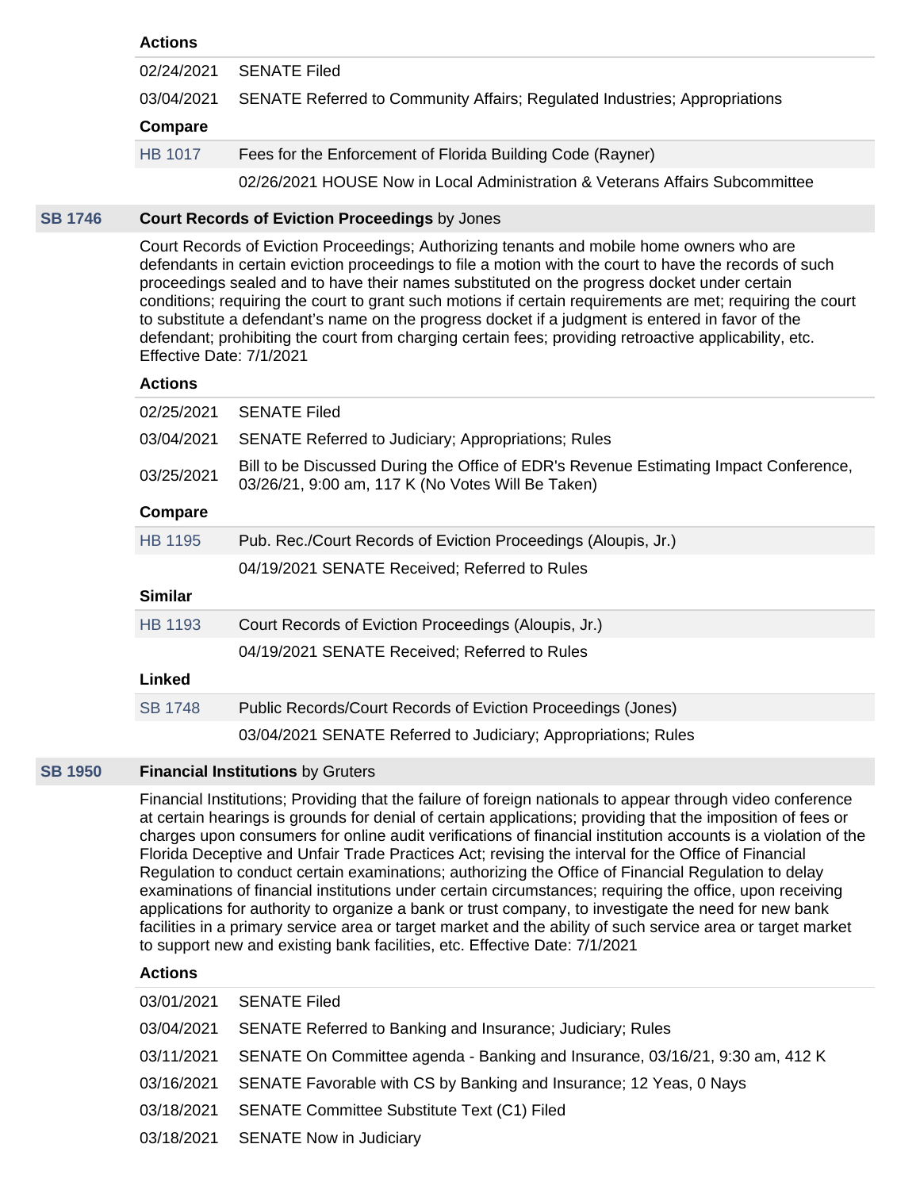**Actions**

| | |
|---|---|
| 02/24/2021 | SENATE Filed |
| 03/04/2021 | SENATE Referred to Community Affairs; Regulated Industries; Appropriations |

**Compare**

| | |
|---|---|
| HB 1017 | Fees for the Enforcement of Florida Building Code (Rayner) |
| | 02/26/2021 HOUSE Now in Local Administration & Veterans Affairs Subcommittee |

## SB 1746 **Court Records of Eviction Proceedings** by Jones

Court Records of Eviction Proceedings; Authorizing tenants and mobile home owners who are defendants in certain eviction proceedings to file a motion with the court to have the records of such proceedings sealed and to have their names substituted on the progress docket under certain conditions; requiring the court to grant such motions if certain requirements are met; requiring the court to substitute a defendant's name on the progress docket if a judgment is entered in favor of the defendant; prohibiting the court from charging certain fees; providing retroactive applicability, etc. Effective Date: 7/1/2021

**Actions**

| | |
|---|---|
| 02/25/2021 | SENATE Filed |
| 03/04/2021 | SENATE Referred to Judiciary; Appropriations; Rules |
| 03/25/2021 | Bill to be Discussed During the Office of EDR's Revenue Estimating Impact Conference, 03/26/21, 9:00 am, 117 K (No Votes Will Be Taken) |

**Compare**

| | |
|---|---|
| HB 1195 | Pub. Rec./Court Records of Eviction Proceedings (Aloupis, Jr.) |
| | 04/19/2021 SENATE Received; Referred to Rules |

**Similar**

| | |
|---|---|
| HB 1193 | Court Records of Eviction Proceedings (Aloupis, Jr.) |
| | 04/19/2021 SENATE Received; Referred to Rules |

**Linked**

| | |
|---|---|
| SB 1748 | Public Records/Court Records of Eviction Proceedings (Jones) |
| | 03/04/2021 SENATE Referred to Judiciary; Appropriations; Rules |

## SB 1950 **Financial Institutions** by Gruters

Financial Institutions; Providing that the failure of foreign nationals to appear through video conference at certain hearings is grounds for denial of certain applications; providing that the imposition of fees or charges upon consumers for online audit verifications of financial institution accounts is a violation of the Florida Deceptive and Unfair Trade Practices Act; revising the interval for the Office of Financial Regulation to conduct certain examinations; authorizing the Office of Financial Regulation to delay examinations of financial institutions under certain circumstances; requiring the office, upon receiving applications for authority to organize a bank or trust company, to investigate the need for new bank facilities in a primary service area or target market and the ability of such service area or target market to support new and existing bank facilities, etc. Effective Date: 7/1/2021

**Actions**

| | |
|---|---|
| 03/01/2021 | SENATE Filed |
| 03/04/2021 | SENATE Referred to Banking and Insurance; Judiciary; Rules |
| 03/11/2021 | SENATE On Committee agenda - Banking and Insurance, 03/16/21, 9:30 am, 412 K |
| 03/16/2021 | SENATE Favorable with CS by Banking and Insurance; 12 Yeas, 0 Nays |
| 03/18/2021 | SENATE Committee Substitute Text (C1) Filed |
| 03/18/2021 | SENATE Now in Judiciary |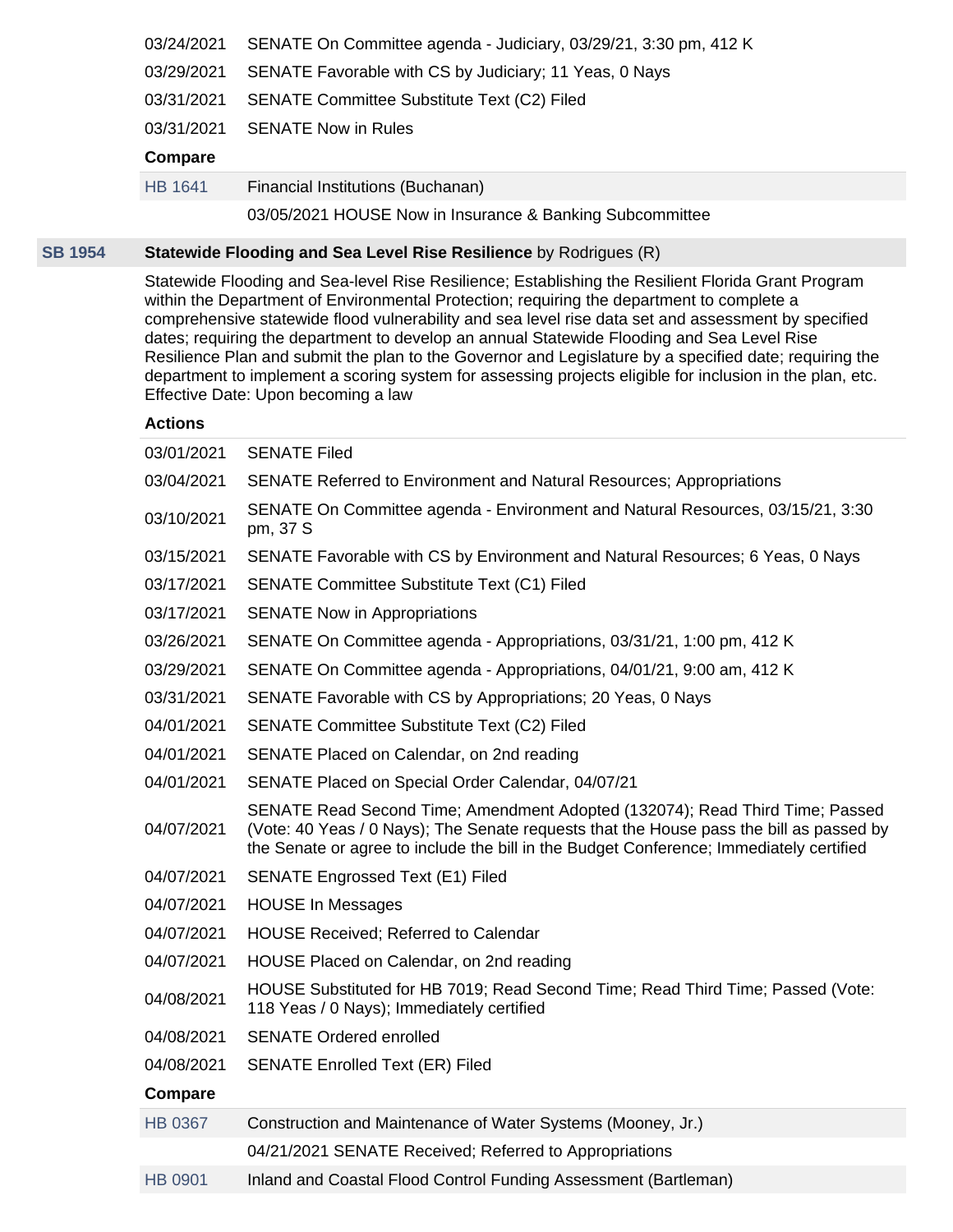| | |
|---|---|
| 03/24/2021 | SENATE On Committee agenda - Judiciary, 03/29/21, 3:30 pm, 412 K |
| 03/29/2021 | SENATE Favorable with CS by Judiciary; 11 Yeas, 0 Nays |
| 03/31/2021 | SENATE Committee Substitute Text (C2) Filed |
| 03/31/2021 | SENATE Now in Rules |

**Compare**

| | |
|---|---|
| HB 1641 | Financial Institutions (Buchanan) |
| | 03/05/2021 HOUSE Now in Insurance & Banking Subcommittee |

## SB 1954 **Statewide Flooding and Sea Level Rise Resilience** by Rodrigues (R)

Statewide Flooding and Sea-level Rise Resilience; Establishing the Resilient Florida Grant Program within the Department of Environmental Protection; requiring the department to complete a comprehensive statewide flood vulnerability and sea level rise data set and assessment by specified dates; requiring the department to develop an annual Statewide Flooding and Sea Level Rise Resilience Plan and submit the plan to the Governor and Legislature by a specified date; requiring the department to implement a scoring system for assessing projects eligible for inclusion in the plan, etc. Effective Date: Upon becoming a law

**Actions**

| | |
|---|---|
| 03/01/2021 | SENATE Filed |
| 03/04/2021 | SENATE Referred to Environment and Natural Resources; Appropriations |
| 03/10/2021 | SENATE On Committee agenda - Environment and Natural Resources, 03/15/21, 3:30 pm, 37 S |
| 03/15/2021 | SENATE Favorable with CS by Environment and Natural Resources; 6 Yeas, 0 Nays |
| 03/17/2021 | SENATE Committee Substitute Text (C1) Filed |
| 03/17/2021 | SENATE Now in Appropriations |
| 03/26/2021 | SENATE On Committee agenda - Appropriations, 03/31/21, 1:00 pm, 412 K |
| 03/29/2021 | SENATE On Committee agenda - Appropriations, 04/01/21, 9:00 am, 412 K |
| 03/31/2021 | SENATE Favorable with CS by Appropriations; 20 Yeas, 0 Nays |
| 04/01/2021 | SENATE Committee Substitute Text (C2) Filed |
| 04/01/2021 | SENATE Placed on Calendar, on 2nd reading |
| 04/01/2021 | SENATE Placed on Special Order Calendar, 04/07/21 |
| 04/07/2021 | SENATE Read Second Time; Amendment Adopted (132074); Read Third Time; Passed (Vote: 40 Yeas / 0 Nays); The Senate requests that the House pass the bill as passed by the Senate or agree to include the bill in the Budget Conference; Immediately certified |
| 04/07/2021 | SENATE Engrossed Text (E1) Filed |
| 04/07/2021 | HOUSE In Messages |
| 04/07/2021 | HOUSE Received; Referred to Calendar |
| 04/07/2021 | HOUSE Placed on Calendar, on 2nd reading |
| 04/08/2021 | HOUSE Substituted for HB 7019; Read Second Time; Read Third Time; Passed (Vote: 118 Yeas / 0 Nays); Immediately certified |
| 04/08/2021 | SENATE Ordered enrolled |
| 04/08/2021 | SENATE Enrolled Text (ER) Filed |

**Compare**

| | |
|---|---|
| HB 0367 | Construction and Maintenance of Water Systems (Mooney, Jr.) |
| | 04/21/2021 SENATE Received; Referred to Appropriations |
| HB 0901 | Inland and Coastal Flood Control Funding Assessment (Bartleman) |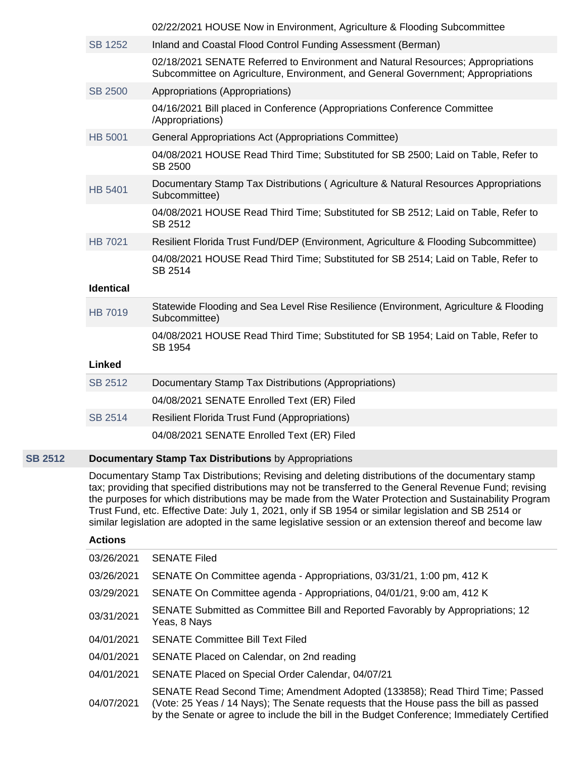| | |
|---|---|
| | 02/22/2021 HOUSE Now in Environment, Agriculture & Flooding Subcommittee |
| SB 1252 | Inland and Coastal Flood Control Funding Assessment (Berman) |
| | 02/18/2021 SENATE Referred to Environment and Natural Resources; Appropriations Subcommittee on Agriculture, Environment, and General Government; Appropriations |
| SB 2500 | Appropriations (Appropriations) |
| | 04/16/2021 Bill placed in Conference (Appropriations Conference Committee /Appropriations) |
| HB 5001 | General Appropriations Act (Appropriations Committee) |
| | 04/08/2021 HOUSE Read Third Time; Substituted for SB 2500; Laid on Table, Refer to SB 2500 |
| HB 5401 | Documentary Stamp Tax Distributions ( Agriculture & Natural Resources Appropriations Subcommittee) |
| | 04/08/2021 HOUSE Read Third Time; Substituted for SB 2512; Laid on Table, Refer to SB 2512 |
| HB 7021 | Resilient Florida Trust Fund/DEP (Environment, Agriculture & Flooding Subcommittee) |
| | 04/08/2021 HOUSE Read Third Time; Substituted for SB 2514; Laid on Table, Refer to SB 2514 |

**Identical**

| | |
|---|---|
| HB 7019 | Statewide Flooding and Sea Level Rise Resilience (Environment, Agriculture & Flooding Subcommittee) |
| | 04/08/2021 HOUSE Read Third Time; Substituted for SB 1954; Laid on Table, Refer to SB 1954 |

**Linked**

| | |
|---|---|
| SB 2512 | Documentary Stamp Tax Distributions (Appropriations) |
| | 04/08/2021 SENATE Enrolled Text (ER) Filed |
| SB 2514 | Resilient Florida Trust Fund (Appropriations) |
| | 04/08/2021 SENATE Enrolled Text (ER) Filed |

**SB 2512** **Documentary Stamp Tax Distributions** by Appropriations

Documentary Stamp Tax Distributions; Revising and deleting distributions of the documentary stamp tax; providing that specified distributions may not be transferred to the General Revenue Fund; revising the purposes for which distributions may be made from the Water Protection and Sustainability Program Trust Fund, etc. Effective Date: July 1, 2021, only if SB 1954 or similar legislation and SB 2514 or similar legislation are adopted in the same legislative session or an extension thereof and become law

**Actions**

| | |
|---|---|
| 03/26/2021 | SENATE Filed |
| 03/26/2021 | SENATE On Committee agenda - Appropriations, 03/31/21, 1:00 pm, 412 K |
| 03/29/2021 | SENATE On Committee agenda - Appropriations, 04/01/21, 9:00 am, 412 K |
| 03/31/2021 | SENATE Submitted as Committee Bill and Reported Favorably by Appropriations; 12 Yeas, 8 Nays |
| 04/01/2021 | SENATE Committee Bill Text Filed |
| 04/01/2021 | SENATE Placed on Calendar, on 2nd reading |
| 04/01/2021 | SENATE Placed on Special Order Calendar, 04/07/21 |
| 04/07/2021 | SENATE Read Second Time; Amendment Adopted (133858); Read Third Time; Passed (Vote: 25 Yeas / 14 Nays); The Senate requests that the House pass the bill as passed by the Senate or agree to include the bill in the Budget Conference; Immediately Certified |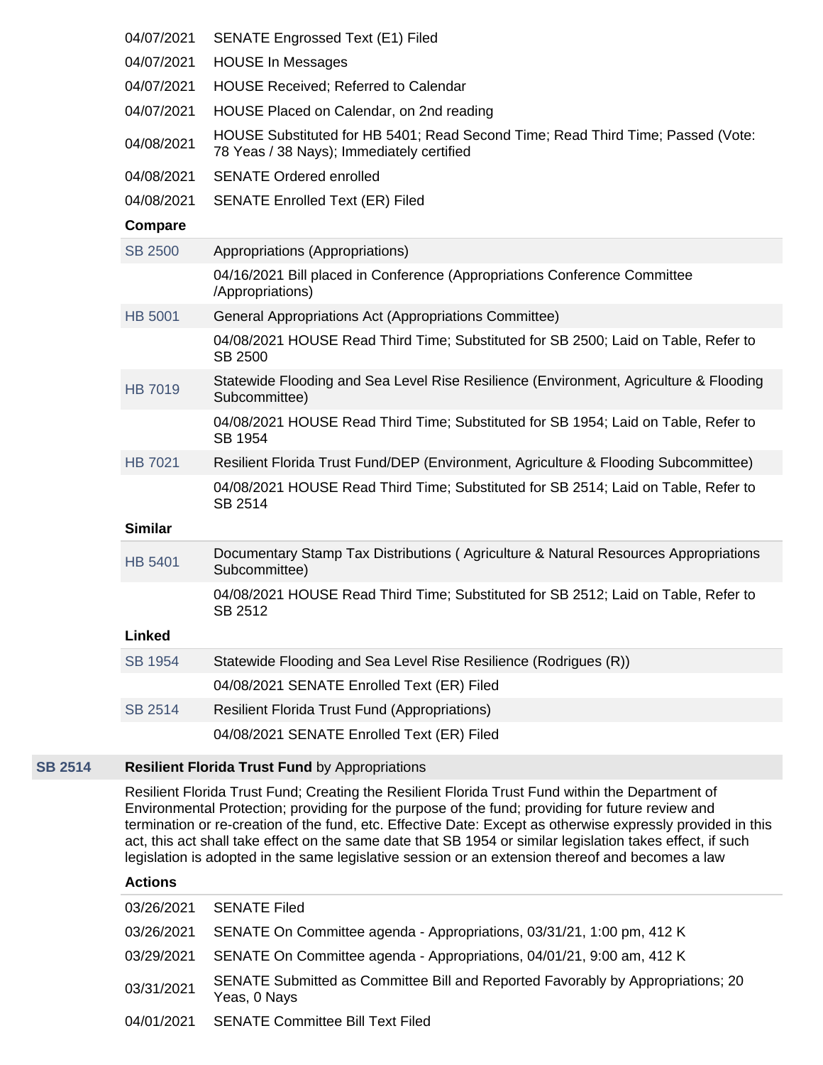| | |
|---|---|
| 04/07/2021 | SENATE Engrossed Text (E1) Filed |
| 04/07/2021 | HOUSE In Messages |
| 04/07/2021 | HOUSE Received; Referred to Calendar |
| 04/07/2021 | HOUSE Placed on Calendar, on 2nd reading |
| 04/08/2021 | HOUSE Substituted for HB 5401; Read Second Time; Read Third Time; Passed (Vote: 78 Yeas / 38 Nays); Immediately certified |
| 04/08/2021 | SENATE Ordered enrolled |
| 04/08/2021 | SENATE Enrolled Text (ER) Filed |

**Compare**

| | |
|---|---|
| SB 2500 | Appropriations (Appropriations) |
| | 04/16/2021 Bill placed in Conference (Appropriations Conference Committee /Appropriations) |
| HB 5001 | General Appropriations Act (Appropriations Committee) |
| | 04/08/2021 HOUSE Read Third Time; Substituted for SB 2500; Laid on Table, Refer to SB 2500 |
| HB 7019 | Statewide Flooding and Sea Level Rise Resilience (Environment, Agriculture & Flooding Subcommittee) |
| | 04/08/2021 HOUSE Read Third Time; Substituted for SB 1954; Laid on Table, Refer to SB 1954 |
| HB 7021 | Resilient Florida Trust Fund/DEP (Environment, Agriculture & Flooding Subcommittee) |
| | 04/08/2021 HOUSE Read Third Time; Substituted for SB 2514; Laid on Table, Refer to SB 2514 |

**Similar**

| | |
|---|---|
| HB 5401 | Documentary Stamp Tax Distributions ( Agriculture & Natural Resources Appropriations Subcommittee) |
| | 04/08/2021 HOUSE Read Third Time; Substituted for SB 2512; Laid on Table, Refer to SB 2512 |

**Linked**

| | |
|---|---|
| SB 1954 | Statewide Flooding and Sea Level Rise Resilience (Rodrigues (R)) |
| | 04/08/2021 SENATE Enrolled Text (ER) Filed |
| SB 2514 | Resilient Florida Trust Fund (Appropriations) |
| | 04/08/2021 SENATE Enrolled Text (ER) Filed |

## SB 2514 **Resilient Florida Trust Fund** by Appropriations

Resilient Florida Trust Fund; Creating the Resilient Florida Trust Fund within the Department of Environmental Protection; providing for the purpose of the fund; providing for future review and termination or re-creation of the fund, etc. Effective Date: Except as otherwise expressly provided in this act, this act shall take effect on the same date that SB 1954 or similar legislation takes effect, if such legislation is adopted in the same legislative session or an extension thereof and becomes a law

**Actions**

| | |
|---|---|
| 03/26/2021 | SENATE Filed |
| 03/26/2021 | SENATE On Committee agenda - Appropriations, 03/31/21, 1:00 pm, 412 K |
| 03/29/2021 | SENATE On Committee agenda - Appropriations, 04/01/21, 9:00 am, 412 K |
| 03/31/2021 | SENATE Submitted as Committee Bill and Reported Favorably by Appropriations; 20 Yeas, 0 Nays |
| 04/01/2021 | SENATE Committee Bill Text Filed |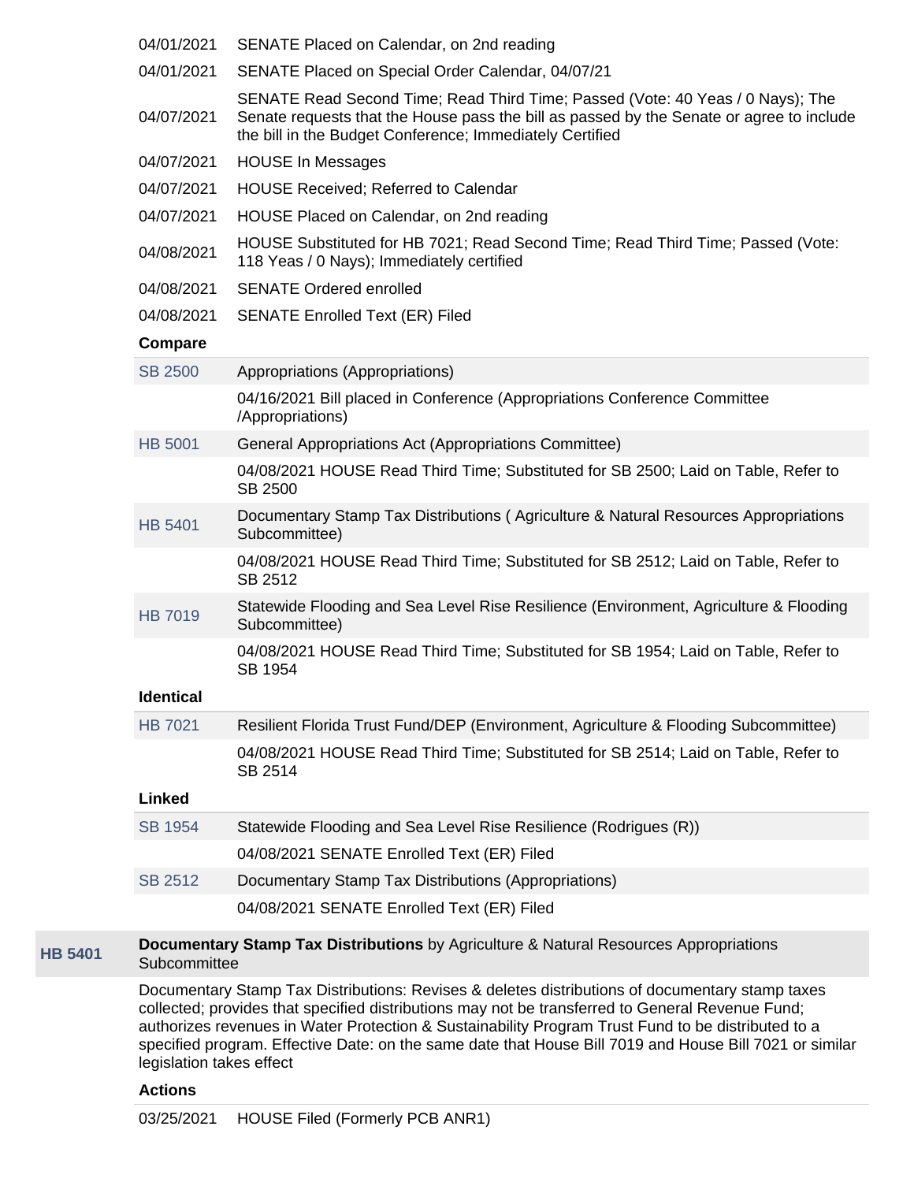| | |
|---|---|
| 04/01/2021 | SENATE Placed on Calendar, on 2nd reading |
| 04/01/2021 | SENATE Placed on Special Order Calendar, 04/07/21 |
| 04/07/2021 | SENATE Read Second Time; Read Third Time; Passed (Vote: 40 Yeas / 0 Nays); The Senate requests that the House pass the bill as passed by the Senate or agree to include the bill in the Budget Conference; Immediately Certified |
| 04/07/2021 | HOUSE In Messages |
| 04/07/2021 | HOUSE Received; Referred to Calendar |
| 04/07/2021 | HOUSE Placed on Calendar, on 2nd reading |
| 04/08/2021 | HOUSE Substituted for HB 7021; Read Second Time; Read Third Time; Passed (Vote: 118 Yeas / 0 Nays); Immediately certified |
| 04/08/2021 | SENATE Ordered enrolled |
| 04/08/2021 | SENATE Enrolled Text (ER) Filed |

**Compare**

| | |
|---|---|
| SB 2500 | Appropriations (Appropriations) |
| | 04/16/2021 Bill placed in Conference (Appropriations Conference Committee /Appropriations) |
| HB 5001 | General Appropriations Act (Appropriations Committee) |
| | 04/08/2021 HOUSE Read Third Time; Substituted for SB 2500; Laid on Table, Refer to SB 2500 |
| HB 5401 | Documentary Stamp Tax Distributions ( Agriculture & Natural Resources Appropriations Subcommittee) |
| | 04/08/2021 HOUSE Read Third Time; Substituted for SB 2512; Laid on Table, Refer to SB 2512 |
| HB 7019 | Statewide Flooding and Sea Level Rise Resilience (Environment, Agriculture & Flooding Subcommittee) |
| | 04/08/2021 HOUSE Read Third Time; Substituted for SB 1954; Laid on Table, Refer to SB 1954 |

**Identical**

| | |
|---|---|
| HB 7021 | Resilient Florida Trust Fund/DEP (Environment, Agriculture & Flooding Subcommittee) |
| | 04/08/2021 HOUSE Read Third Time; Substituted for SB 2514; Laid on Table, Refer to SB 2514 |

**Linked**

| | |
|---|---|
| SB 1954 | Statewide Flooding and Sea Level Rise Resilience (Rodrigues (R)) |
| | 04/08/2021 SENATE Enrolled Text (ER) Filed |
| SB 2512 | Documentary Stamp Tax Distributions (Appropriations) |
| | 04/08/2021 SENATE Enrolled Text (ER) Filed |

## HB 5401 **Documentary Stamp Tax Distributions** by Agriculture & Natural Resources Appropriations Subcommittee

Documentary Stamp Tax Distributions: Revises & deletes distributions of documentary stamp taxes collected; provides that specified distributions may not be transferred to General Revenue Fund; authorizes revenues in Water Protection & Sustainability Program Trust Fund to be distributed to a specified program. Effective Date: on the same date that House Bill 7019 and House Bill 7021 or similar legislation takes effect

**Actions**

| | |
|---|---|
| 03/25/2021 | HOUSE Filed (Formerly PCB ANR1) |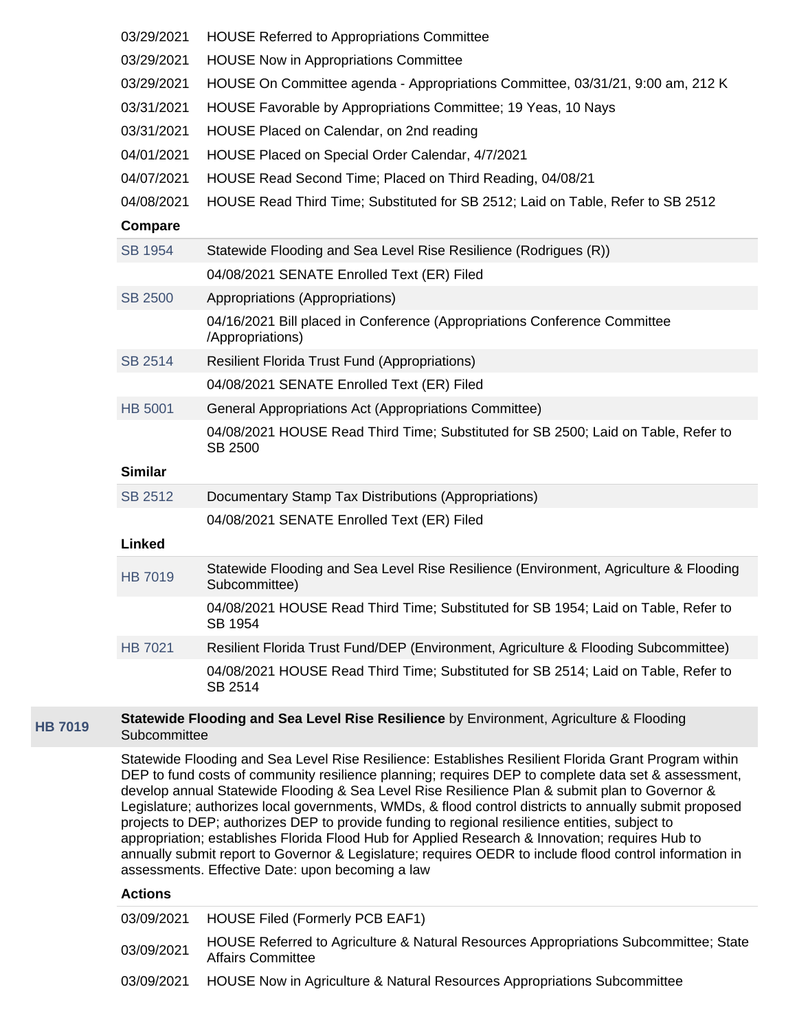| | |
|---|---|
| 03/29/2021 | HOUSE Referred to Appropriations Committee |
| 03/29/2021 | HOUSE Now in Appropriations Committee |
| 03/29/2021 | HOUSE On Committee agenda - Appropriations Committee, 03/31/21, 9:00 am, 212 K |
| 03/31/2021 | HOUSE Favorable by Appropriations Committee; 19 Yeas, 10 Nays |
| 03/31/2021 | HOUSE Placed on Calendar, on 2nd reading |
| 04/01/2021 | HOUSE Placed on Special Order Calendar, 4/7/2021 |
| 04/07/2021 | HOUSE Read Second Time; Placed on Third Reading, 04/08/21 |
| 04/08/2021 | HOUSE Read Third Time; Substituted for SB 2512; Laid on Table, Refer to SB 2512 |

**Compare**

| | |
|---|---|
| SB 1954 | Statewide Flooding and Sea Level Rise Resilience (Rodrigues (R)) |
| | 04/08/2021 SENATE Enrolled Text (ER) Filed |
| SB 2500 | Appropriations (Appropriations) |
| | 04/16/2021 Bill placed in Conference (Appropriations Conference Committee /Appropriations) |
| SB 2514 | Resilient Florida Trust Fund (Appropriations) |
| | 04/08/2021 SENATE Enrolled Text (ER) Filed |
| HB 5001 | General Appropriations Act (Appropriations Committee) |
| | 04/08/2021 HOUSE Read Third Time; Substituted for SB 2500; Laid on Table, Refer to SB 2500 |

**Similar**

| | |
|---|---|
| SB 2512 | Documentary Stamp Tax Distributions (Appropriations) |
| | 04/08/2021 SENATE Enrolled Text (ER) Filed |

**Linked**

| | |
|---|---|
| HB 7019 | Statewide Flooding and Sea Level Rise Resilience (Environment, Agriculture & Flooding Subcommittee) |
| | 04/08/2021 HOUSE Read Third Time; Substituted for SB 1954; Laid on Table, Refer to SB 1954 |
| HB 7021 | Resilient Florida Trust Fund/DEP (Environment, Agriculture & Flooding Subcommittee) |
| | 04/08/2021 HOUSE Read Third Time; Substituted for SB 2514; Laid on Table, Refer to SB 2514 |

## HB 7019 — **Statewide Flooding and Sea Level Rise Resilience** by Environment, Agriculture & Flooding Subcommittee

Statewide Flooding and Sea Level Rise Resilience: Establishes Resilient Florida Grant Program within DEP to fund costs of community resilience planning; requires DEP to complete data set & assessment, develop annual Statewide Flooding & Sea Level Rise Resilience Plan & submit plan to Governor & Legislature; authorizes local governments, WMDs, & flood control districts to annually submit proposed projects to DEP; authorizes DEP to provide funding to regional resilience entities, subject to appropriation; establishes Florida Flood Hub for Applied Research & Innovation; requires Hub to annually submit report to Governor & Legislature; requires OEDR to include flood control information in assessments. Effective Date: upon becoming a law

**Actions**

| | |
|---|---|
| 03/09/2021 | HOUSE Filed (Formerly PCB EAF1) |
| 03/09/2021 | HOUSE Referred to Agriculture & Natural Resources Appropriations Subcommittee; State Affairs Committee |
| 03/09/2021 | HOUSE Now in Agriculture & Natural Resources Appropriations Subcommittee |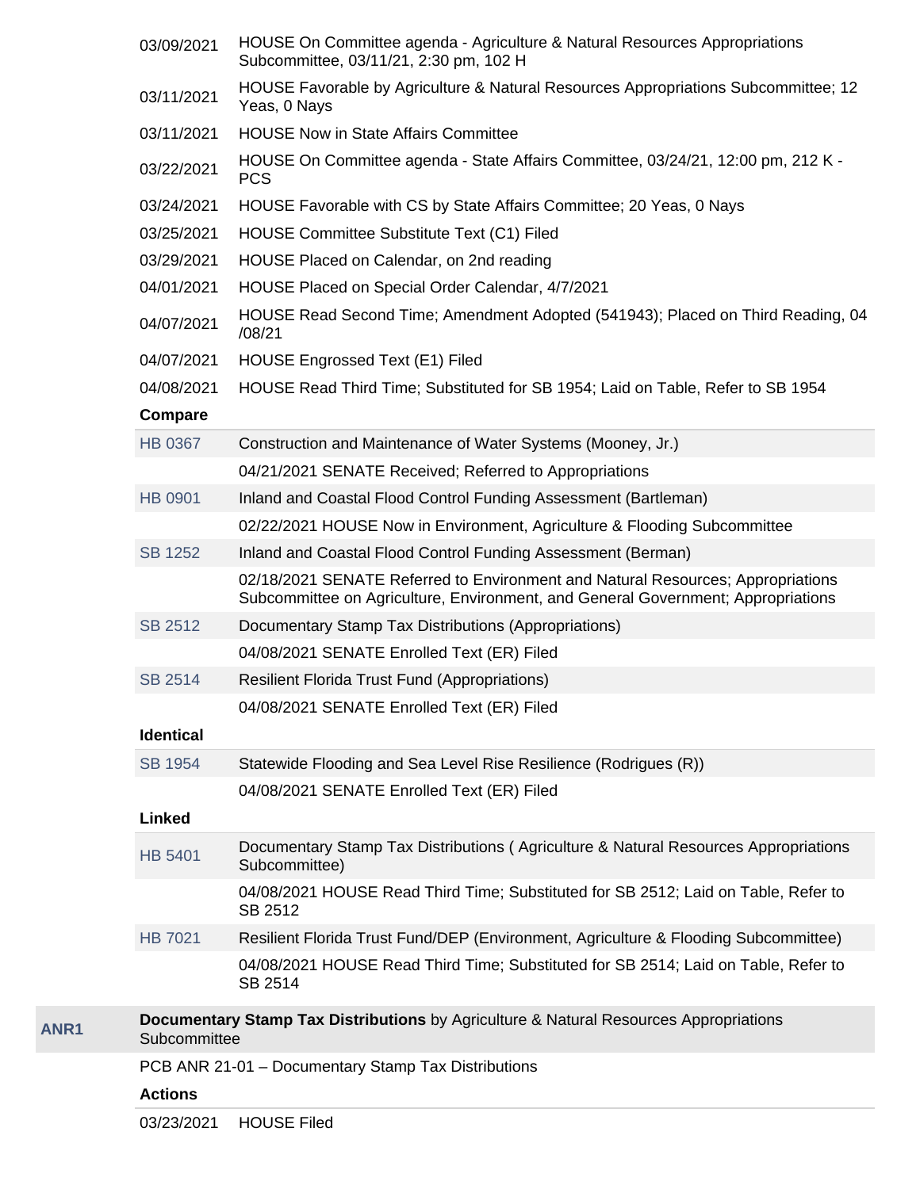| | |
|---|---|
| 03/09/2021 | HOUSE On Committee agenda - Agriculture & Natural Resources Appropriations Subcommittee, 03/11/21, 2:30 pm, 102 H |
| 03/11/2021 | HOUSE Favorable by Agriculture & Natural Resources Appropriations Subcommittee; 12 Yeas, 0 Nays |
| 03/11/2021 | HOUSE Now in State Affairs Committee |
| 03/22/2021 | HOUSE On Committee agenda - State Affairs Committee, 03/24/21, 12:00 pm, 212 K - PCS |
| 03/24/2021 | HOUSE Favorable with CS by State Affairs Committee; 20 Yeas, 0 Nays |
| 03/25/2021 | HOUSE Committee Substitute Text (C1) Filed |
| 03/29/2021 | HOUSE Placed on Calendar, on 2nd reading |
| 04/01/2021 | HOUSE Placed on Special Order Calendar, 4/7/2021 |
| 04/07/2021 | HOUSE Read Second Time; Amendment Adopted (541943); Placed on Third Reading, 04/08/21 |
| 04/07/2021 | HOUSE Engrossed Text (E1) Filed |
| 04/08/2021 | HOUSE Read Third Time; Substituted for SB 1954; Laid on Table, Refer to SB 1954 |

**Compare**

| | |
|---|---|
| HB 0367 | Construction and Maintenance of Water Systems (Mooney, Jr.) |
| | 04/21/2021 SENATE Received; Referred to Appropriations |
| HB 0901 | Inland and Coastal Flood Control Funding Assessment (Bartleman) |
| | 02/22/2021 HOUSE Now in Environment, Agriculture & Flooding Subcommittee |
| SB 1252 | Inland and Coastal Flood Control Funding Assessment (Berman) |
| | 02/18/2021 SENATE Referred to Environment and Natural Resources; Appropriations Subcommittee on Agriculture, Environment, and General Government; Appropriations |
| SB 2512 | Documentary Stamp Tax Distributions (Appropriations) |
| | 04/08/2021 SENATE Enrolled Text (ER) Filed |
| SB 2514 | Resilient Florida Trust Fund (Appropriations) |
| | 04/08/2021 SENATE Enrolled Text (ER) Filed |

**Identical**

| | |
|---|---|
| SB 1954 | Statewide Flooding and Sea Level Rise Resilience (Rodrigues (R)) |
| | 04/08/2021 SENATE Enrolled Text (ER) Filed |

**Linked**

| | |
|---|---|
| HB 5401 | Documentary Stamp Tax Distributions ( Agriculture & Natural Resources Appropriations Subcommittee) |
| | 04/08/2021 HOUSE Read Third Time; Substituted for SB 2512; Laid on Table, Refer to SB 2512 |
| HB 7021 | Resilient Florida Trust Fund/DEP (Environment, Agriculture & Flooding Subcommittee) |
| | 04/08/2021 HOUSE Read Third Time; Substituted for SB 2514; Laid on Table, Refer to SB 2514 |

**ANR1** — **Documentary Stamp Tax Distributions** by Agriculture & Natural Resources Appropriations Subcommittee

PCB ANR 21-01 – Documentary Stamp Tax Distributions

**Actions**

| | |
|---|---|
| 03/23/2021 | HOUSE Filed |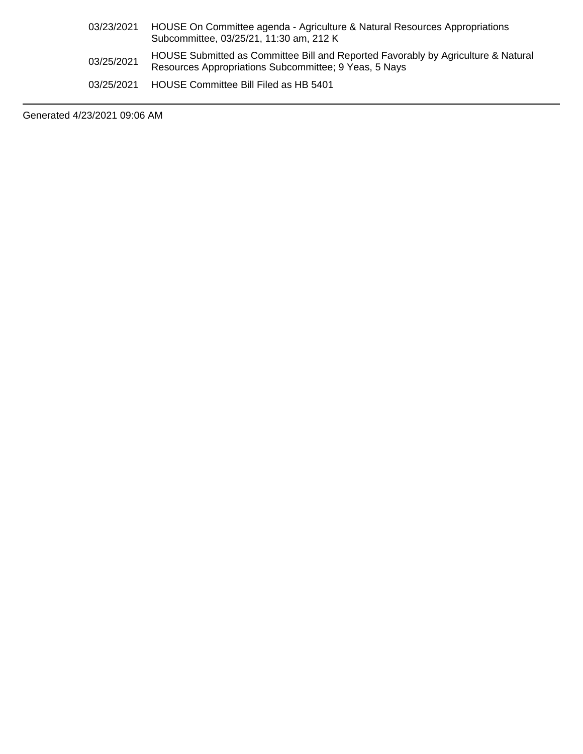| | |
|---|---|
| 03/23/2021 | HOUSE On Committee agenda - Agriculture & Natural Resources Appropriations Subcommittee, 03/25/21, 11:30 am, 212 K |
| 03/25/2021 | HOUSE Submitted as Committee Bill and Reported Favorably by Agriculture & Natural Resources Appropriations Subcommittee; 9 Yeas, 5 Nays |
| 03/25/2021 | HOUSE Committee Bill Filed as HB 5401 |

Generated 4/23/2021 09:06 AM